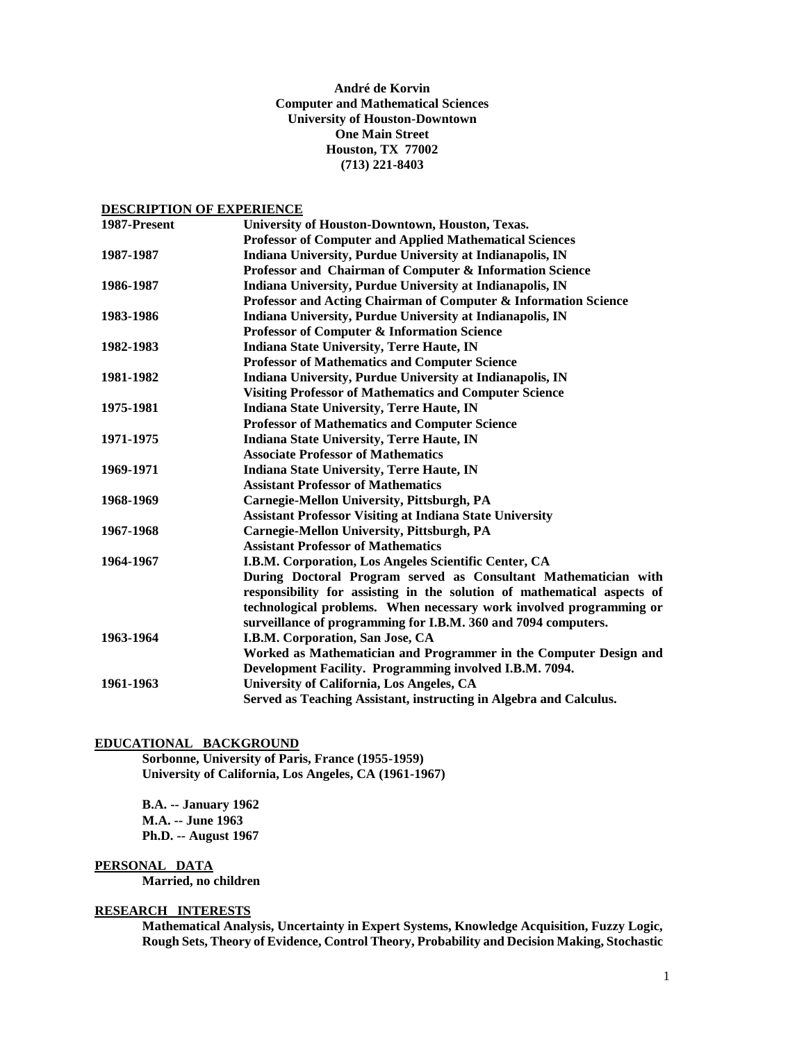**André de Korvin**
**Computer and Mathematical Sciences**
**University of Houston-Downtown**
**One Main Street**
**Houston, TX 77002**
**(713) 221-8403**

## DESCRIPTION OF EXPERIENCE

| | |
|---|---|
| **1987-Present** | **University of Houston-Downtown, Houston, Texas.**<br>**Professor of Computer and Applied Mathematical Sciences** |
| **1987-1987** | **Indiana University, Purdue University at Indianapolis, IN**<br>**Professor and Chairman of Computer & Information Science** |
| **1986-1987** | **Indiana University, Purdue University at Indianapolis, IN**<br>**Professor and Acting Chairman of Computer & Information Science** |
| **1983-1986** | **Indiana University, Purdue University at Indianapolis, IN**<br>**Professor of Computer & Information Science** |
| **1982-1983** | **Indiana State University, Terre Haute, IN**<br>**Professor of Mathematics and Computer Science** |
| **1981-1982** | **Indiana University, Purdue University at Indianapolis, IN**<br>**Visiting Professor of Mathematics and Computer Science** |
| **1975-1981** | **Indiana State University, Terre Haute, IN**<br>**Professor of Mathematics and Computer Science** |
| **1971-1975** | **Indiana State University, Terre Haute, IN**<br>**Associate Professor of Mathematics** |
| **1969-1971** | **Indiana State University, Terre Haute, IN**<br>**Assistant Professor of Mathematics** |
| **1968-1969** | **Carnegie-Mellon University, Pittsburgh, PA**<br>**Assistant Professor Visiting at Indiana State University** |
| **1967-1968** | **Carnegie-Mellon University, Pittsburgh, PA**<br>**Assistant Professor of Mathematics** |
| **1964-1967** | **I.B.M. Corporation, Los Angeles Scientific Center, CA**<br>**During Doctoral Program served as Consultant Mathematician with responsibility for assisting in the solution of mathematical aspects of technological problems. When necessary work involved programming or surveillance of programming for I.B.M. 360 and 7094 computers.** |
| **1963-1964** | **I.B.M. Corporation, San Jose, CA**<br>**Worked as Mathematician and Programmer in the Computer Design and Development Facility. Programming involved I.B.M. 7094.** |
| **1961-1963** | **University of California, Los Angeles, CA**<br>**Served as Teaching Assistant, instructing in Algebra and Calculus.** |

## EDUCATIONAL BACKGROUND

**Sorbonne, University of Paris, France (1955-1959)**
**University of California, Los Angeles, CA (1961-1967)**

**B.A. -- January 1962**
**M.A. -- June 1963**
**Ph.D. -- August 1967**

## PERSONAL DATA

**Married, no children**

## RESEARCH INTERESTS

**Mathematical Analysis, Uncertainty in Expert Systems, Knowledge Acquisition, Fuzzy Logic, Rough Sets, Theory of Evidence, Control Theory, Probability and Decision Making, Stochastic**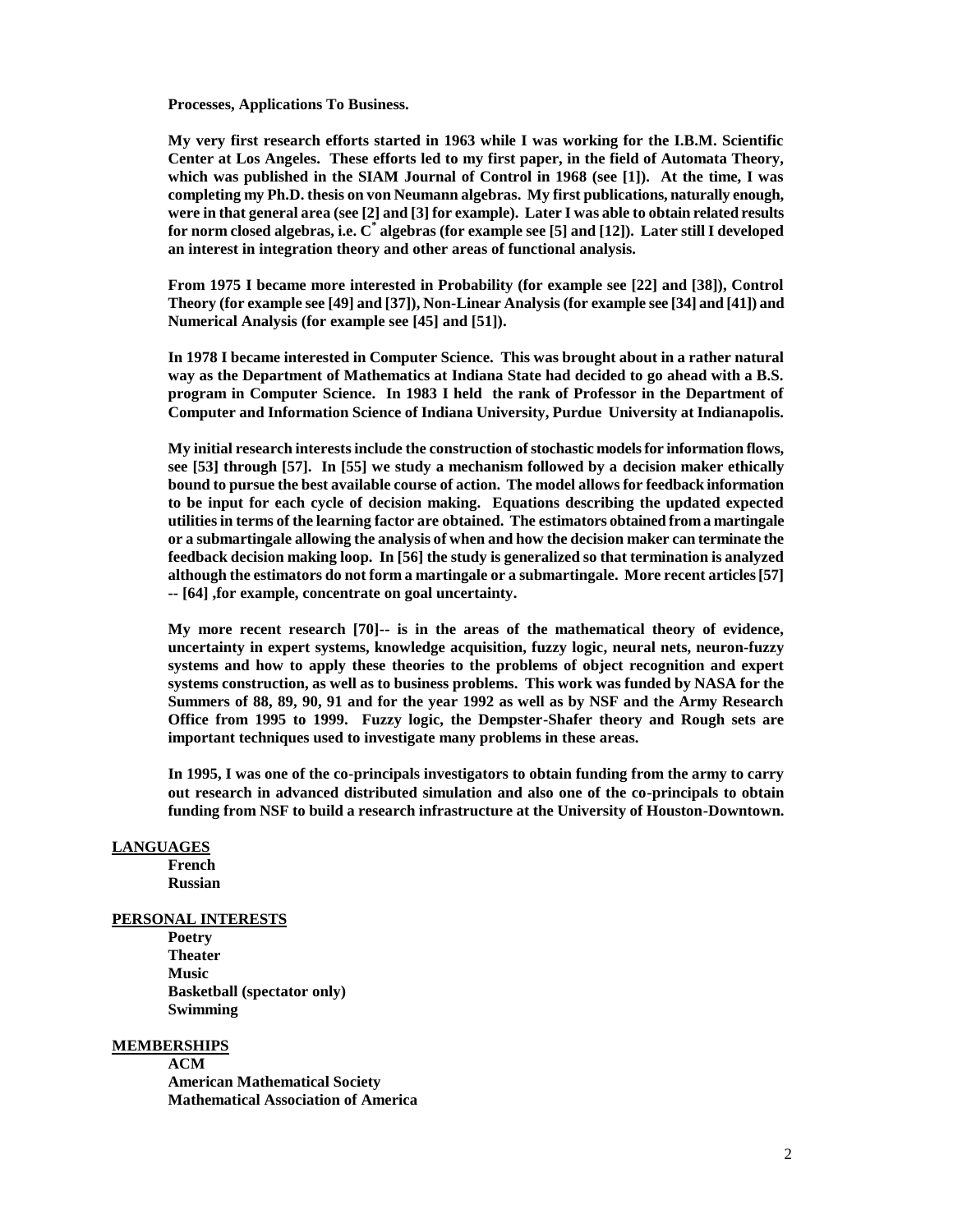**Processes, Applications To Business.**

**My very first research efforts started in 1963 while I was working for the I.B.M. Scientific Center at Los Angeles. These efforts led to my first paper, in the field of Automata Theory, which was published in the SIAM Journal of Control in 1968 (see [1]). At the time, I was completing my Ph.D. thesis on von Neumann algebras. My first publications, naturally enough, were in that general area (see [2] and [3] for example). Later I was able to obtain related results for norm closed algebras, i.e. $C^*$ algebras (for example see [5] and [12]). Later still I developed an interest in integration theory and other areas of functional analysis.**

**From 1975 I became more interested in Probability (for example see [22] and [38]), Control Theory (for example see [49] and [37]), Non-Linear Analysis (for example see [34] and [41]) and Numerical Analysis (for example see [45] and [51]).**

**In 1978 I became interested in Computer Science. This was brought about in a rather natural way as the Department of Mathematics at Indiana State had decided to go ahead with a B.S. program in Computer Science. In 1983 I held the rank of Professor in the Department of Computer and Information Science of Indiana University, Purdue University at Indianapolis.**

**My initial research interests include the construction of stochastic models for information flows, see [53] through [57]. In [55] we study a mechanism followed by a decision maker ethically bound to pursue the best available course of action. The model allows for feedback information to be input for each cycle of decision making. Equations describing the updated expected utilities in terms of the learning factor are obtained. The estimators obtained from a martingale or a submartingale allowing the analysis of when and how the decision maker can terminate the feedback decision making loop. In [56] the study is generalized so that termination is analyzed although the estimators do not form a martingale or a submartingale. More recent articles [57] -- [64] ,for example, concentrate on goal uncertainty.**

**My more recent research [70]-- is in the areas of the mathematical theory of evidence, uncertainty in expert systems, knowledge acquisition, fuzzy logic, neural nets, neuron-fuzzy systems and how to apply these theories to the problems of object recognition and expert systems construction, as well as to business problems. This work was funded by NASA for the Summers of 88, 89, 90, 91 and for the year 1992 as well as by NSF and the Army Research Office from 1995 to 1999. Fuzzy logic, the Dempster-Shafer theory and Rough sets are important techniques used to investigate many problems in these areas.**

**In 1995, I was one of the co-principals investigators to obtain funding from the army to carry out research in advanced distributed simulation and also one of the co-principals to obtain funding from NSF to build a research infrastructure at the University of Houston-Downtown.**

## LANGUAGES

**French**
**Russian**

## PERSONAL INTERESTS

**Poetry**
**Theater**
**Music**
**Basketball (spectator only)**
**Swimming**

## MEMBERSHIPS

**ACM**
**American Mathematical Society**
**Mathematical Association of America**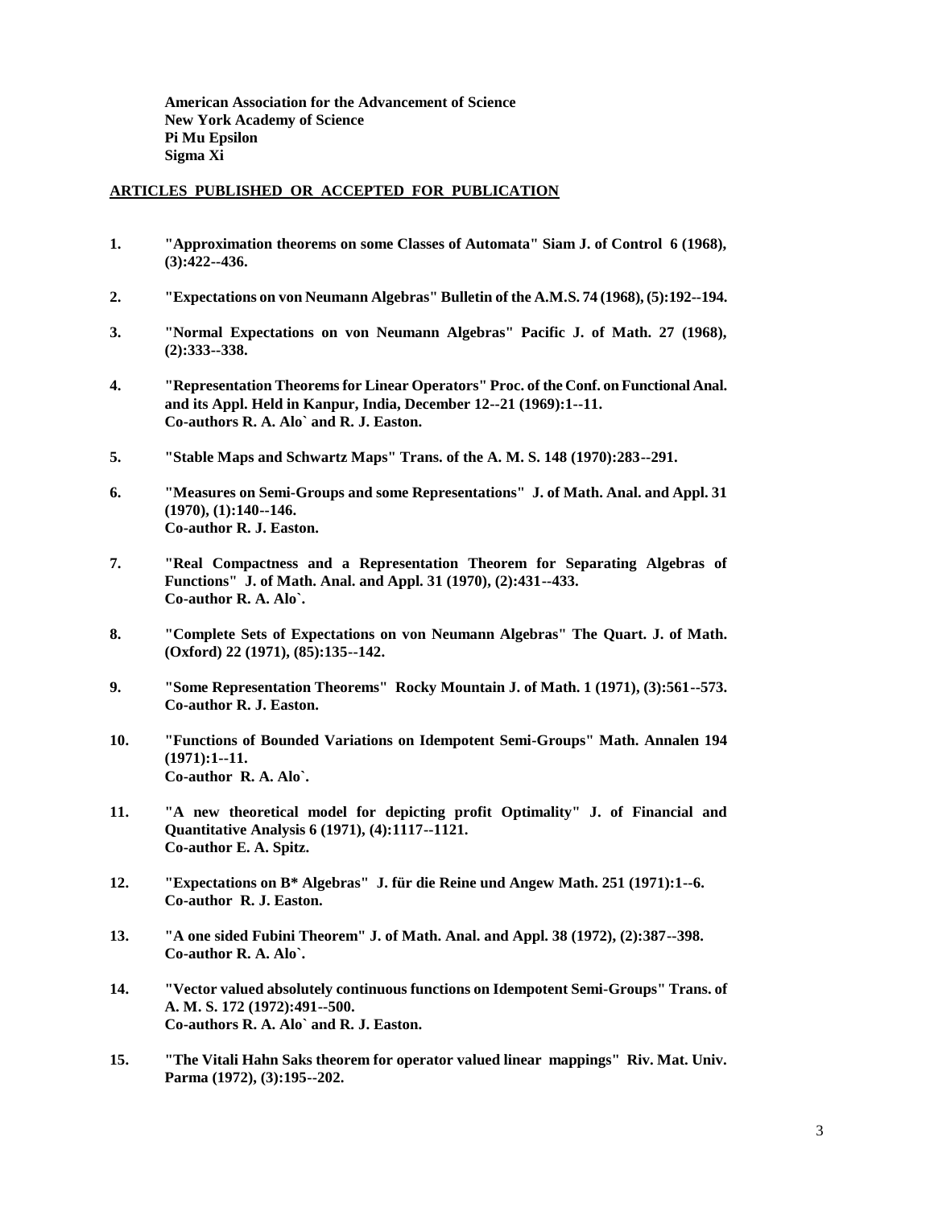**American Association for the Advancement of Science**
**New York Academy of Science**
**Pi Mu Epsilon**
**Sigma Xi**

## ARTICLES PUBLISHED OR ACCEPTED FOR PUBLICATION

1. **"Approximation theorems on some Classes of Automata" Siam J. of Control 6 (1968), (3):422--436.**

2. **"Expectations on von Neumann Algebras" Bulletin of the A.M.S. 74 (1968), (5):192--194.**

3. **"Normal Expectations on von Neumann Algebras" Pacific J. of Math. 27 (1968), (2):333--338.**

4. **"Representation Theorems for Linear Operators" Proc. of the Conf. on Functional Anal. and its Appl. Held in Kanpur, India, December 12--21 (1969):1--11.**
   **Co-authors R. A. Alo` and R. J. Easton.**

5. **"Stable Maps and Schwartz Maps" Trans. of the A. M. S. 148 (1970):283--291.**

6. **"Measures on Semi-Groups and some Representations" J. of Math. Anal. and Appl. 31 (1970), (1):140--146.**
   **Co-author R. J. Easton.**

7. **"Real Compactness and a Representation Theorem for Separating Algebras of Functions" J. of Math. Anal. and Appl. 31 (1970), (2):431--433.**
   **Co-author R. A. Alo`.**

8. **"Complete Sets of Expectations on von Neumann Algebras" The Quart. J. of Math. (Oxford) 22 (1971), (85):135--142.**

9. **"Some Representation Theorems" Rocky Mountain J. of Math. 1 (1971), (3):561--573.**
   **Co-author R. J. Easton.**

10. **"Functions of Bounded Variations on Idempotent Semi-Groups" Math. Annalen 194 (1971):1--11.**
    **Co-author R. A. Alo`.**

11. **"A new theoretical model for depicting profit Optimality" J. of Financial and Quantitative Analysis 6 (1971), (4):1117--1121.**
    **Co-author E. A. Spitz.**

12. **"Expectations on B* Algebras" J. für die Reine und Angew Math. 251 (1971):1--6.**
    **Co-author R. J. Easton.**

13. **"A one sided Fubini Theorem" J. of Math. Anal. and Appl. 38 (1972), (2):387--398.**
    **Co-author R. A. Alo`.**

14. **"Vector valued absolutely continuous functions on Idempotent Semi-Groups" Trans. of A. M. S. 172 (1972):491--500.**
    **Co-authors R. A. Alo` and R. J. Easton.**

15. **"The Vitali Hahn Saks theorem for operator valued linear mappings" Riv. Mat. Univ. Parma (1972), (3):195--202.**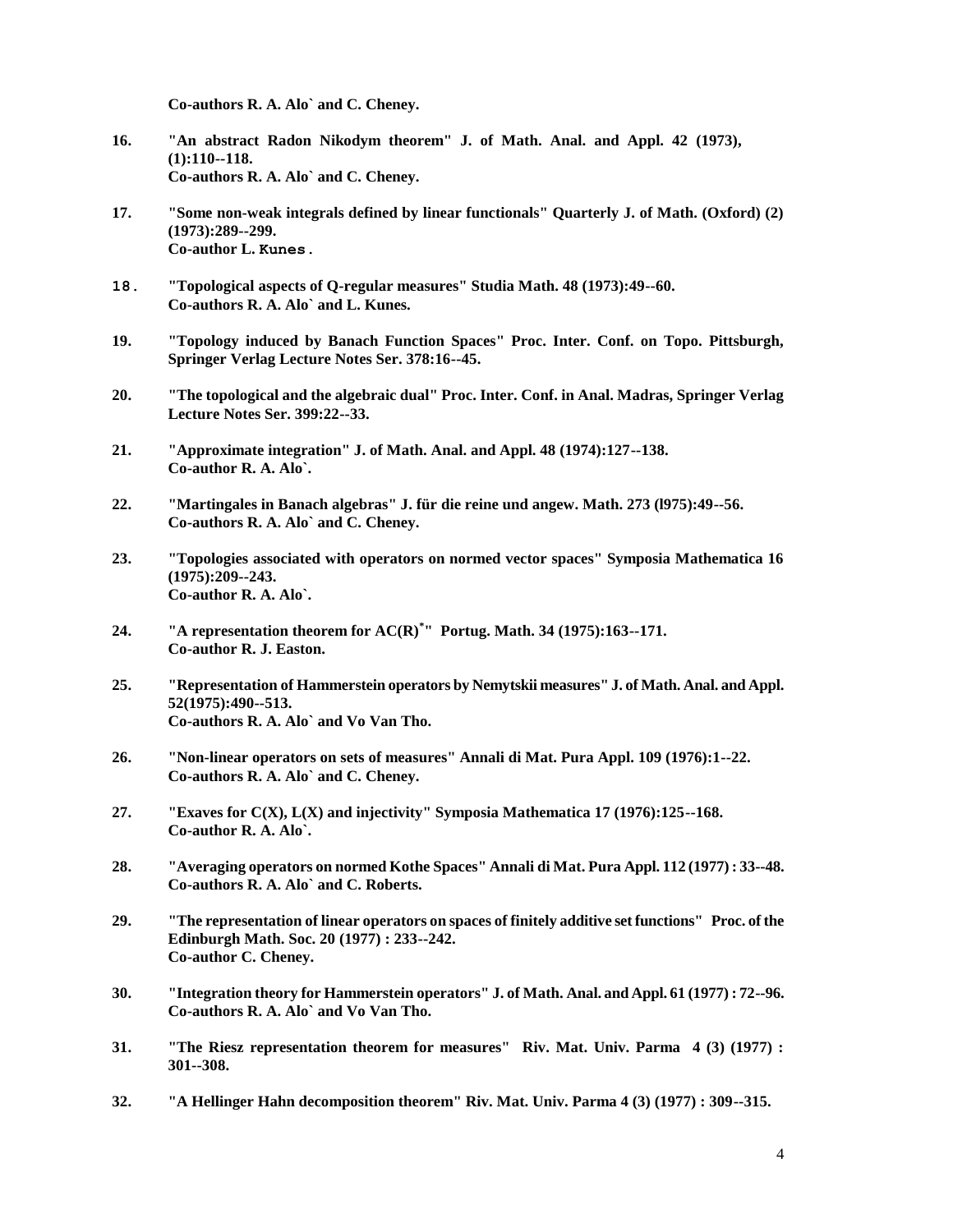**Co-authors R. A. Alo` and C. Cheney.**

16. **"An abstract Radon Nikodym theorem" J. of Math. Anal. and Appl. 42 (1973), (1):110--118.**
    **Co-authors R. A. Alo` and C. Cheney.**

17. **"Some non-weak integrals defined by linear functionals" Quarterly J. of Math. (Oxford) (2) (1973):289--299.**
    **Co-author L. Kunes.**

18. **"Topological aspects of Q-regular measures" Studia Math. 48 (1973):49--60.**
    **Co-authors R. A. Alo` and L. Kunes.**

19. **"Topology induced by Banach Function Spaces" Proc. Inter. Conf. on Topo. Pittsburgh, Springer Verlag Lecture Notes Ser. 378:16--45.**

20. **"The topological and the algebraic dual" Proc. Inter. Conf. in Anal. Madras, Springer Verlag Lecture Notes Ser. 399:22--33.**

21. **"Approximate integration" J. of Math. Anal. and Appl. 48 (1974):127--138.**
    **Co-author R. A. Alo`.**

22. **"Martingales in Banach algebras" J. für die reine und angew. Math. 273 (l975):49--56.**
    **Co-authors R. A. Alo` and C. Cheney.**

23. **"Topologies associated with operators on normed vector spaces" Symposia Mathematica 16 (1975):209--243.**
    **Co-author R. A. Alo`.**

24. **"A representation theorem for $AC(R)^*$" Portug. Math. 34 (1975):163--171.**
    **Co-author R. J. Easton.**

25. **"Representation of Hammerstein operators by Nemytskii measures" J. of Math. Anal. and Appl. 52(1975):490--513.**
    **Co-authors R. A. Alo` and Vo Van Tho.**

26. **"Non-linear operators on sets of measures" Annali di Mat. Pura Appl. 109 (1976):1--22.**
    **Co-authors R. A. Alo` and C. Cheney.**

27. **"Exaves for C(X), L(X) and injectivity" Symposia Mathematica 17 (1976):125--168.**
    **Co-author R. A. Alo`.**

28. **"Averaging operators on normed Kothe Spaces" Annali di Mat. Pura Appl. 112 (1977) : 33--48.**
    **Co-authors R. A. Alo` and C. Roberts.**

29. **"The representation of linear operators on spaces of finitely additive set functions" Proc. of the Edinburgh Math. Soc. 20 (1977) : 233--242.**
    **Co-author C. Cheney.**

30. **"Integration theory for Hammerstein operators" J. of Math. Anal. and Appl. 61 (1977) : 72--96.**
    **Co-authors R. A. Alo` and Vo Van Tho.**

31. **"The Riesz representation theorem for measures" Riv. Mat. Univ. Parma 4 (3) (1977) : 301--308.**

32. **"A Hellinger Hahn decomposition theorem" Riv. Mat. Univ. Parma 4 (3) (1977) : 309--315.**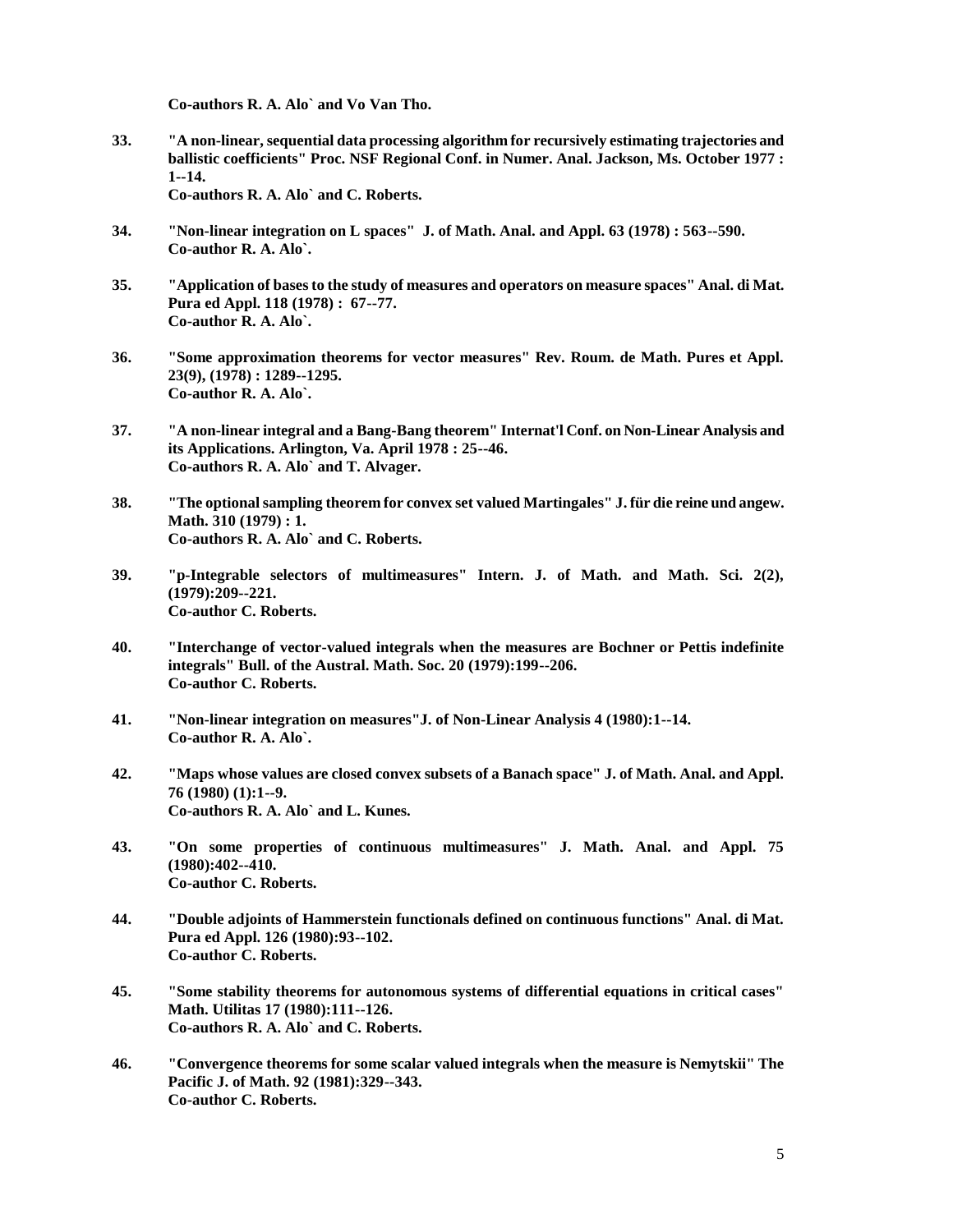**Co-authors R. A. Alo` and Vo Van Tho.**

33. **"A non-linear, sequential data processing algorithm for recursively estimating trajectories and ballistic coefficients" Proc. NSF Regional Conf. in Numer. Anal. Jackson, Ms. October 1977 : 1--14.**
    **Co-authors R. A. Alo` and C. Roberts.**

34. **"Non-linear integration on L spaces" J. of Math. Anal. and Appl. 63 (1978) : 563--590.**
    **Co-author R. A. Alo`.**

35. **"Application of bases to the study of measures and operators on measure spaces" Anal. di Mat. Pura ed Appl. 118 (1978) : 67--77.**
    **Co-author R. A. Alo`.**

36. **"Some approximation theorems for vector measures" Rev. Roum. de Math. Pures et Appl. 23(9), (1978) : 1289--1295.**
    **Co-author R. A. Alo`.**

37. **"A non-linear integral and a Bang-Bang theorem" Internat'l Conf. on Non-Linear Analysis and its Applications. Arlington, Va. April 1978 : 25--46.**
    **Co-authors R. A. Alo` and T. Alvager.**

38. **"The optional sampling theorem for convex set valued Martingales" J. für die reine und angew. Math. 310 (1979) : 1.**
    **Co-authors R. A. Alo` and C. Roberts.**

39. **"p-Integrable selectors of multimeasures" Intern. J. of Math. and Math. Sci. 2(2), (1979):209--221.**
    **Co-author C. Roberts.**

40. **"Interchange of vector-valued integrals when the measures are Bochner or Pettis indefinite integrals" Bull. of the Austral. Math. Soc. 20 (1979):199--206.**
    **Co-author C. Roberts.**

41. **"Non-linear integration on measures"J. of Non-Linear Analysis 4 (1980):1--14.**
    **Co-author R. A. Alo`.**

42. **"Maps whose values are closed convex subsets of a Banach space" J. of Math. Anal. and Appl. 76 (1980) (1):1--9.**
    **Co-authors R. A. Alo` and L. Kunes.**

43. **"On some properties of continuous multimeasures" J. Math. Anal. and Appl. 75 (1980):402--410.**
    **Co-author C. Roberts.**

44. **"Double adjoints of Hammerstein functionals defined on continuous functions" Anal. di Mat. Pura ed Appl. 126 (1980):93--102.**
    **Co-author C. Roberts.**

45. **"Some stability theorems for autonomous systems of differential equations in critical cases" Math. Utilitas 17 (1980):111--126.**
    **Co-authors R. A. Alo` and C. Roberts.**

46. **"Convergence theorems for some scalar valued integrals when the measure is Nemytskii" The Pacific J. of Math. 92 (1981):329--343.**
    **Co-author C. Roberts.**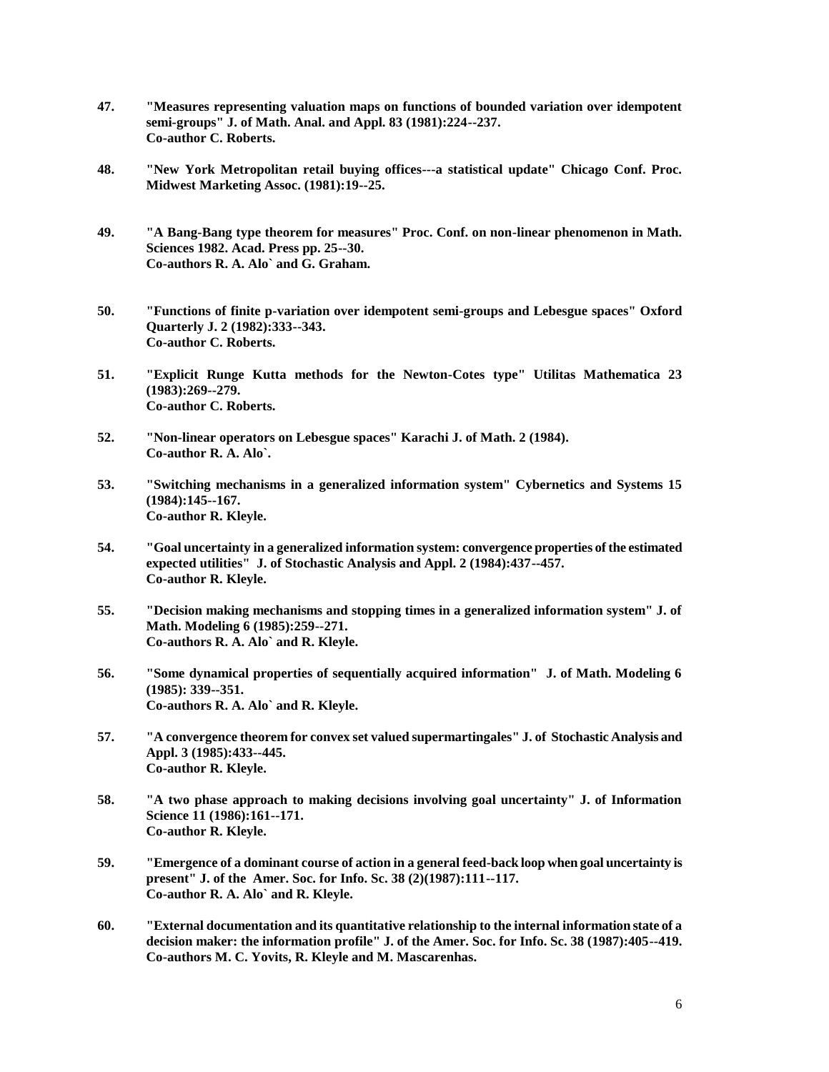47. **"Measures representing valuation maps on functions of bounded variation over idempotent semi-groups" J. of Math. Anal. and Appl. 83 (1981):224--237.**
    **Co-author C. Roberts.**

48. **"New York Metropolitan retail buying offices---a statistical update" Chicago Conf. Proc. Midwest Marketing Assoc. (1981):19--25.**

49. **"A Bang-Bang type theorem for measures" Proc. Conf. on non-linear phenomenon in Math. Sciences 1982. Acad. Press pp. 25--30.**
    **Co-authors R. A. Alo` and G. Graham.**

50. **"Functions of finite p-variation over idempotent semi-groups and Lebesgue spaces" Oxford Quarterly J. 2 (1982):333--343.**
    **Co-author C. Roberts.**

51. **"Explicit Runge Kutta methods for the Newton-Cotes type" Utilitas Mathematica 23 (1983):269--279.**
    **Co-author C. Roberts.**

52. **"Non-linear operators on Lebesgue spaces" Karachi J. of Math. 2 (1984).**
    **Co-author R. A. Alo`.**

53. **"Switching mechanisms in a generalized information system" Cybernetics and Systems 15 (1984):145--167.**
    **Co-author R. Kleyle.**

54. **"Goal uncertainty in a generalized information system: convergence properties of the estimated expected utilities" J. of Stochastic Analysis and Appl. 2 (1984):437--457.**
    **Co-author R. Kleyle.**

55. **"Decision making mechanisms and stopping times in a generalized information system" J. of Math. Modeling 6 (1985):259--271.**
    **Co-authors R. A. Alo` and R. Kleyle.**

56. **"Some dynamical properties of sequentially acquired information" J. of Math. Modeling 6 (1985): 339--351.**
    **Co-authors R. A. Alo` and R. Kleyle.**

57. **"A convergence theorem for convex set valued supermartingales" J. of Stochastic Analysis and Appl. 3 (1985):433--445.**
    **Co-author R. Kleyle.**

58. **"A two phase approach to making decisions involving goal uncertainty" J. of Information Science 11 (1986):161--171.**
    **Co-author R. Kleyle.**

59. **"Emergence of a dominant course of action in a general feed-back loop when goal uncertainty is present" J. of the Amer. Soc. for Info. Sc. 38 (2)(1987):111--117.**
    **Co-author R. A. Alo` and R. Kleyle.**

60. **"External documentation and its quantitative relationship to the internal information state of a decision maker: the information profile" J. of the Amer. Soc. for Info. Sc. 38 (1987):405--419.**
    **Co-authors M. C. Yovits, R. Kleyle and M. Mascarenhas.**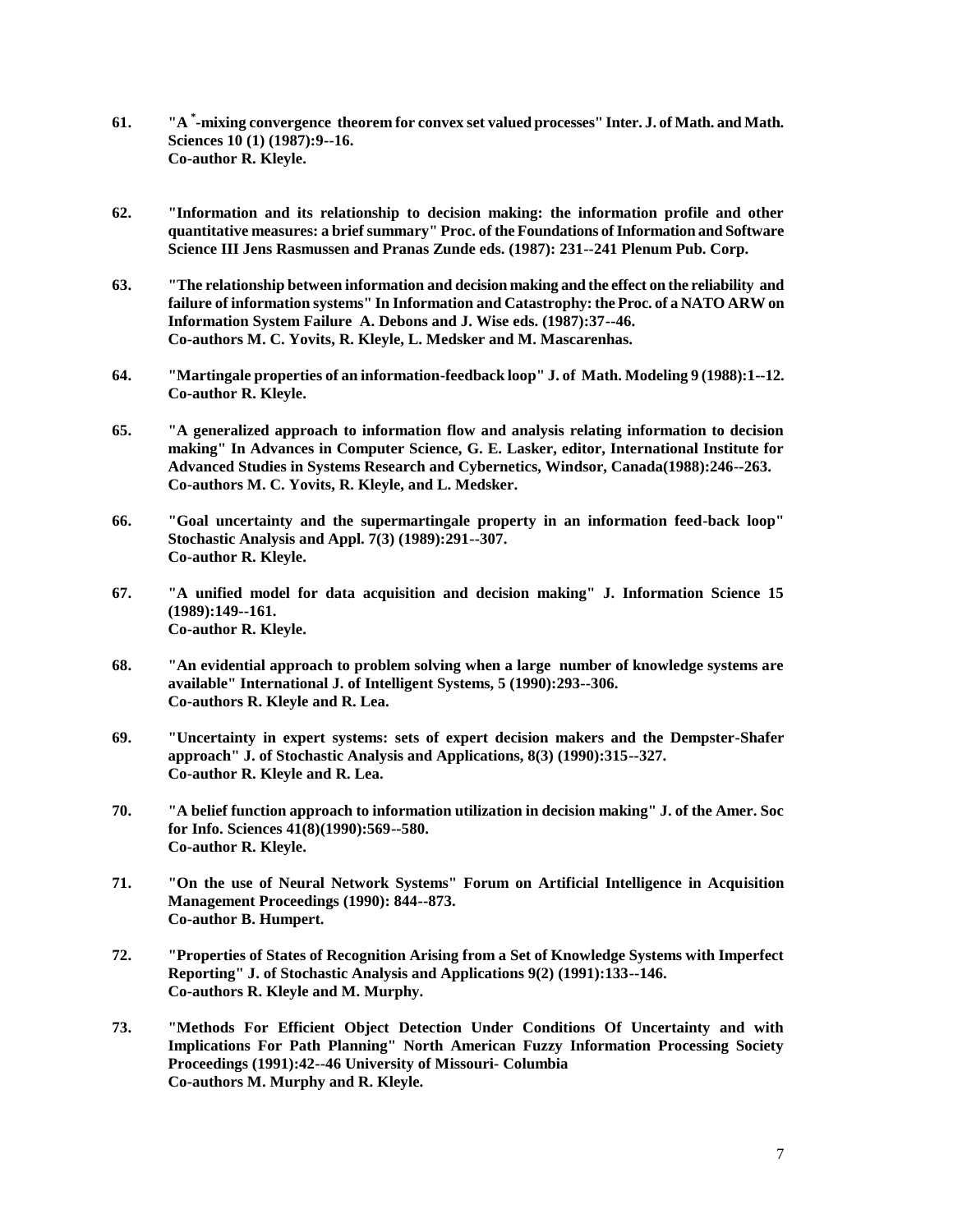**61.** **"A $^*$-mixing convergence theorem for convex set valued processes" Inter. J. of Math. and Math. Sciences 10 (1) (1987):9--16.**
**Co-author R. Kleyle.**

**62.** **"Information and its relationship to decision making: the information profile and other quantitative measures: a brief summary" Proc. of the Foundations of Information and Software Science III Jens Rasmussen and Pranas Zunde eds. (1987): 231--241 Plenum Pub. Corp.**

**63.** **"The relationship between information and decision making and the effect on the reliability and failure of information systems" In Information and Catastrophy: the Proc. of a NATO ARW on Information System Failure A. Debons and J. Wise eds. (1987):37--46.**
**Co-authors M. C. Yovits, R. Kleyle, L. Medsker and M. Mascarenhas.**

**64.** **"Martingale properties of an information-feedback loop" J. of Math. Modeling 9 (1988):1--12.**
**Co-author R. Kleyle.**

**65.** **"A generalized approach to information flow and analysis relating information to decision making" In Advances in Computer Science, G. E. Lasker, editor, International Institute for Advanced Studies in Systems Research and Cybernetics, Windsor, Canada(1988):246--263.**
**Co-authors M. C. Yovits, R. Kleyle, and L. Medsker.**

**66.** **"Goal uncertainty and the supermartingale property in an information feed-back loop" Stochastic Analysis and Appl. 7(3) (1989):291--307.**
**Co-author R. Kleyle.**

**67.** **"A unified model for data acquisition and decision making" J. Information Science 15 (1989):149--161.**
**Co-author R. Kleyle.**

**68.** **"An evidential approach to problem solving when a large number of knowledge systems are available" International J. of Intelligent Systems, 5 (1990):293--306.**
**Co-authors R. Kleyle and R. Lea.**

**69.** **"Uncertainty in expert systems: sets of expert decision makers and the Dempster-Shafer approach" J. of Stochastic Analysis and Applications, 8(3) (1990):315--327.**
**Co-author R. Kleyle and R. Lea.**

**70.** **"A belief function approach to information utilization in decision making" J. of the Amer. Soc for Info. Sciences 41(8)(1990):569--580.**
**Co-author R. Kleyle.**

**71.** **"On the use of Neural Network Systems" Forum on Artificial Intelligence in Acquisition Management Proceedings (1990): 844--873.**
**Co-author B. Humpert.**

**72.** **"Properties of States of Recognition Arising from a Set of Knowledge Systems with Imperfect Reporting" J. of Stochastic Analysis and Applications 9(2) (1991):133--146.**
**Co-authors R. Kleyle and M. Murphy.**

**73.** **"Methods For Efficient Object Detection Under Conditions Of Uncertainty and with Implications For Path Planning" North American Fuzzy Information Processing Society Proceedings (1991):42--46 University of Missouri- Columbia**
**Co-authors M. Murphy and R. Kleyle.**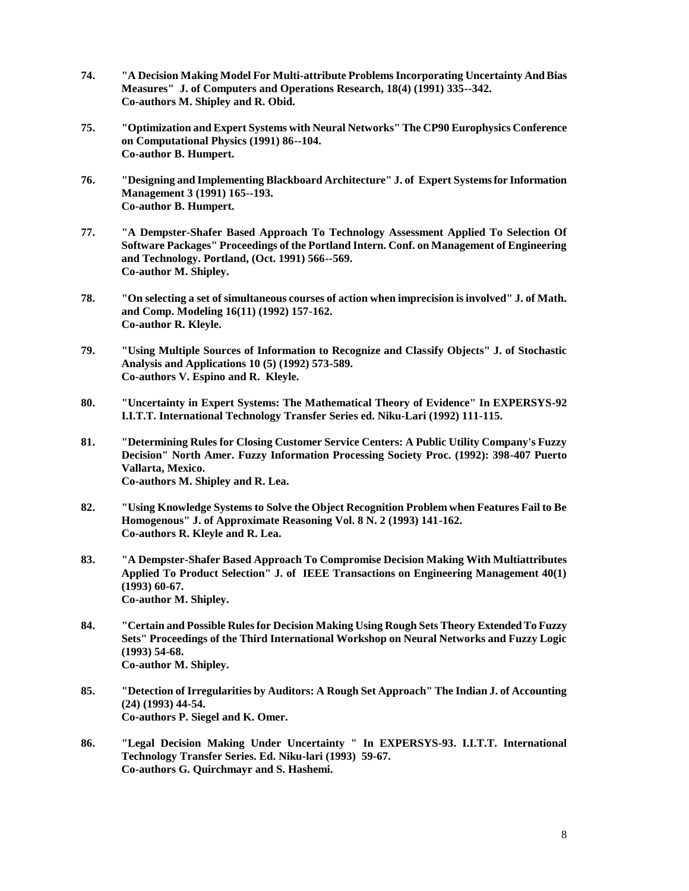74. **"A Decision Making Model For Multi-attribute Problems Incorporating Uncertainty And Bias Measures" J. of Computers and Operations Research, 18(4) (1991) 335--342. Co-authors M. Shipley and R. Obid.**

75. **"Optimization and Expert Systems with Neural Networks" The CP90 Europhysics Conference on Computational Physics (1991) 86--104. Co-author B. Humpert.**

76. **"Designing and Implementing Blackboard Architecture" J. of Expert Systems for Information Management 3 (1991) 165--193. Co-author B. Humpert.**

77. **"A Dempster-Shafer Based Approach To Technology Assessment Applied To Selection Of Software Packages" Proceedings of the Portland Intern. Conf. on Management of Engineering and Technology. Portland, (Oct. 1991) 566--569. Co-author M. Shipley.**

78. **"On selecting a set of simultaneous courses of action when imprecision is involved" J. of Math. and Comp. Modeling 16(11) (1992) 157-162. Co-author R. Kleyle.**

79. **"Using Multiple Sources of Information to Recognize and Classify Objects" J. of Stochastic Analysis and Applications 10 (5) (1992) 573-589. Co-authors V. Espino and R. Kleyle.**

80. **"Uncertainty in Expert Systems: The Mathematical Theory of Evidence" In EXPERSYS-92 I.I.T.T. International Technology Transfer Series ed. Niku-Lari (1992) 111-115.**

81. **"Determining Rules for Closing Customer Service Centers: A Public Utility Company's Fuzzy Decision" North Amer. Fuzzy Information Processing Society Proc. (1992): 398-407 Puerto Vallarta, Mexico. Co-authors M. Shipley and R. Lea.**

82. **"Using Knowledge Systems to Solve the Object Recognition Problem when Features Fail to Be Homogenous" J. of Approximate Reasoning Vol. 8 N. 2 (1993) 141-162. Co-authors R. Kleyle and R. Lea.**

83. **"A Dempster-Shafer Based Approach To Compromise Decision Making With Multiattributes Applied To Product Selection" J. of IEEE Transactions on Engineering Management 40(1) (1993) 60-67. Co-author M. Shipley.**

84. **"Certain and Possible Rules for Decision Making Using Rough Sets Theory Extended To Fuzzy Sets" Proceedings of the Third International Workshop on Neural Networks and Fuzzy Logic (1993) 54-68. Co-author M. Shipley.**

85. **"Detection of Irregularities by Auditors: A Rough Set Approach" The Indian J. of Accounting (24) (1993) 44-54. Co-authors P. Siegel and K. Omer.**

86. **"Legal Decision Making Under Uncertainty " In EXPERSYS-93. I.I.T.T. International Technology Transfer Series. Ed. Niku-lari (1993) 59-67. Co-authors G. Quirchmayr and S. Hashemi.**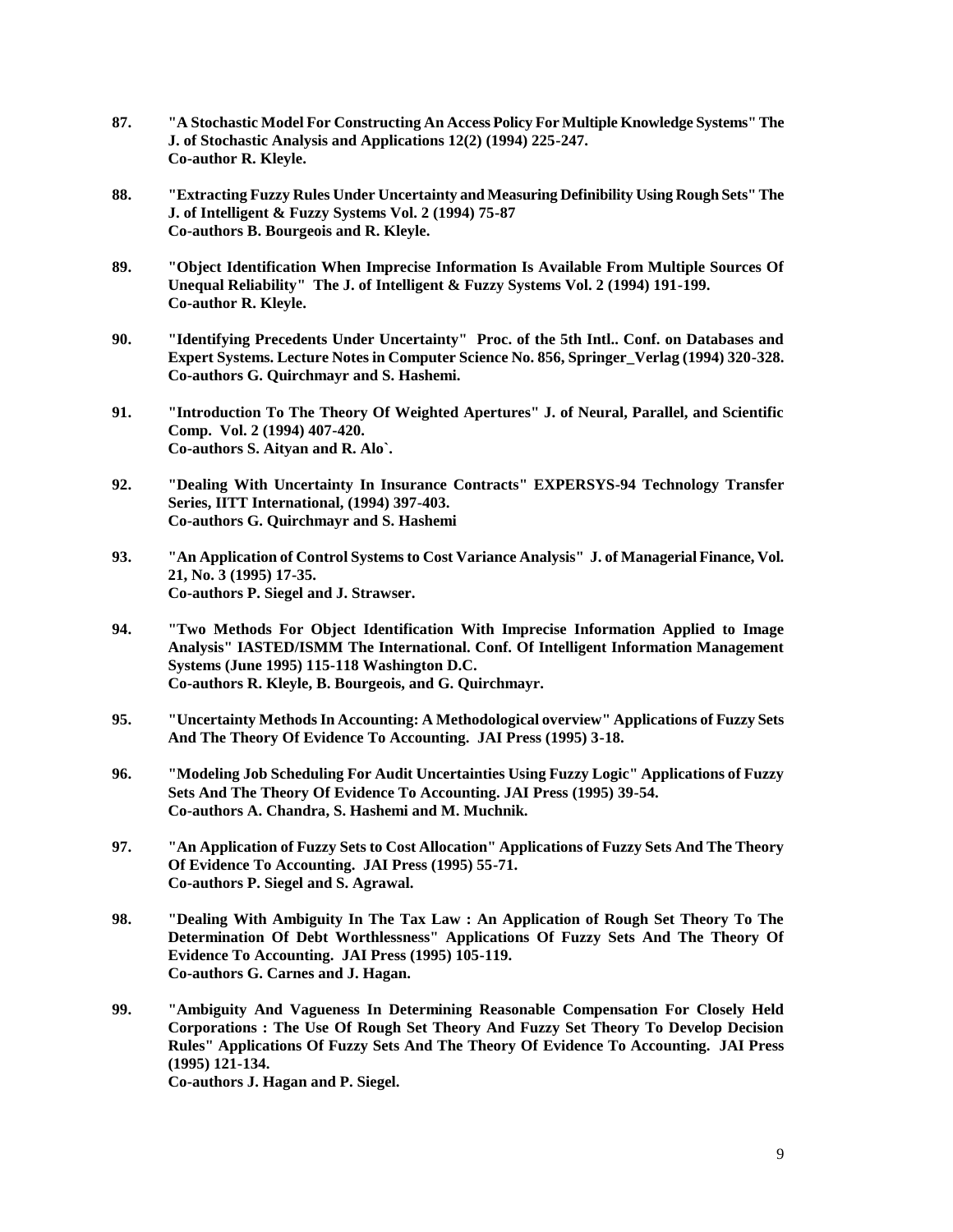87. **"A Stochastic Model For Constructing An Access Policy For Multiple Knowledge Systems" The J. of Stochastic Analysis and Applications 12(2) (1994) 225-247.**
    **Co-author R. Kleyle.**

88. **"Extracting Fuzzy Rules Under Uncertainty and Measuring Definibility Using Rough Sets" The J. of Intelligent & Fuzzy Systems Vol. 2 (1994) 75-87**
    **Co-authors B. Bourgeois and R. Kleyle.**

89. **"Object Identification When Imprecise Information Is Available From Multiple Sources Of Unequal Reliability" The J. of Intelligent & Fuzzy Systems Vol. 2 (1994) 191-199.**
    **Co-author R. Kleyle.**

90. **"Identifying Precedents Under Uncertainty" Proc. of the 5th Intl.. Conf. on Databases and Expert Systems. Lecture Notes in Computer Science No. 856, Springer_Verlag (1994) 320-328.**
    **Co-authors G. Quirchmayr and S. Hashemi.**

91. **"Introduction To The Theory Of Weighted Apertures" J. of Neural, Parallel, and Scientific Comp. Vol. 2 (1994) 407-420.**
    **Co-authors S. Aityan and R. Alo`.**

92. **"Dealing With Uncertainty In Insurance Contracts" EXPERSYS-94 Technology Transfer Series, IITT International, (1994) 397-403.**
    **Co-authors G. Quirchmayr and S. Hashemi**

93. **"An Application of Control Systems to Cost Variance Analysis" J. of Managerial Finance, Vol. 21, No. 3 (1995) 17-35.**
    **Co-authors P. Siegel and J. Strawser.**

94. **"Two Methods For Object Identification With Imprecise Information Applied to Image Analysis" IASTED/ISMM The International. Conf. Of Intelligent Information Management Systems (June 1995) 115-118 Washington D.C.**
    **Co-authors R. Kleyle, B. Bourgeois, and G. Quirchmayr.**

95. **"Uncertainty Methods In Accounting: A Methodological overview" Applications of Fuzzy Sets And The Theory Of Evidence To Accounting. JAI Press (1995) 3-18.**

96. **"Modeling Job Scheduling For Audit Uncertainties Using Fuzzy Logic" Applications of Fuzzy Sets And The Theory Of Evidence To Accounting. JAI Press (1995) 39-54.**
    **Co-authors A. Chandra, S. Hashemi and M. Muchnik.**

97. **"An Application of Fuzzy Sets to Cost Allocation" Applications of Fuzzy Sets And The Theory Of Evidence To Accounting. JAI Press (1995) 55-71.**
    **Co-authors P. Siegel and S. Agrawal.**

98. **"Dealing With Ambiguity In The Tax Law : An Application of Rough Set Theory To The Determination Of Debt Worthlessness" Applications Of Fuzzy Sets And The Theory Of Evidence To Accounting. JAI Press (1995) 105-119.**
    **Co-authors G. Carnes and J. Hagan.**

99. **"Ambiguity And Vagueness In Determining Reasonable Compensation For Closely Held Corporations : The Use Of Rough Set Theory And Fuzzy Set Theory To Develop Decision Rules" Applications Of Fuzzy Sets And The Theory Of Evidence To Accounting. JAI Press (1995) 121-134.**
    **Co-authors J. Hagan and P. Siegel.**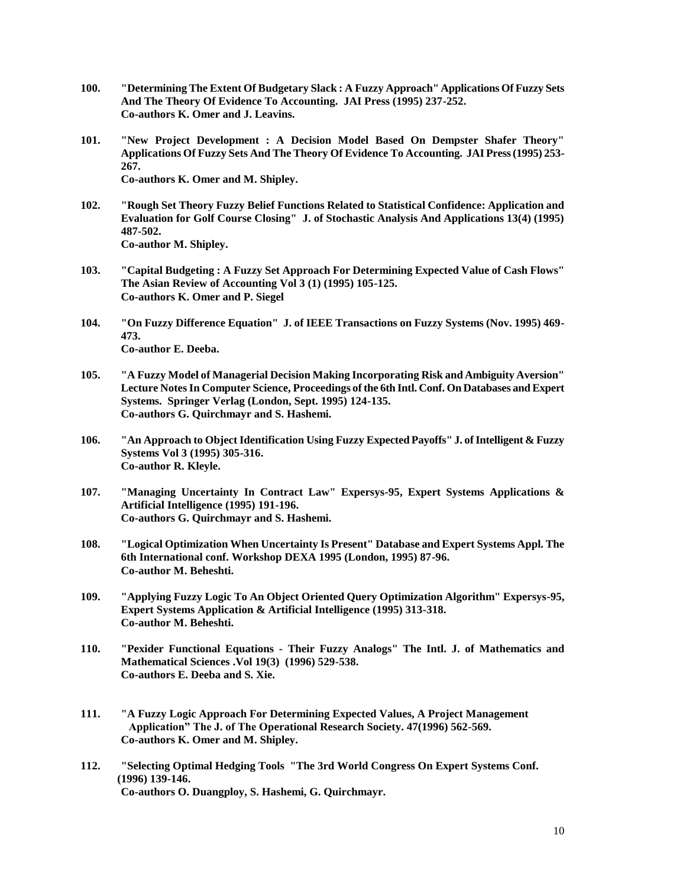**100. "Determining The Extent Of Budgetary Slack : A Fuzzy Approach" Applications Of Fuzzy Sets And The Theory Of Evidence To Accounting. JAI Press (1995) 237-252.**
**Co-authors K. Omer and J. Leavins.**

**101. "New Project Development : A Decision Model Based On Dempster Shafer Theory" Applications Of Fuzzy Sets And The Theory Of Evidence To Accounting. JAI Press (1995) 253-267.**
**Co-authors K. Omer and M. Shipley.**

**102. "Rough Set Theory Fuzzy Belief Functions Related to Statistical Confidence: Application and Evaluation for Golf Course Closing" J. of Stochastic Analysis And Applications 13(4) (1995) 487-502.**
**Co-author M. Shipley.**

**103. "Capital Budgeting : A Fuzzy Set Approach For Determining Expected Value of Cash Flows" The Asian Review of Accounting Vol 3 (1) (1995) 105-125.**
**Co-authors K. Omer and P. Siegel**

**104. "On Fuzzy Difference Equation" J. of IEEE Transactions on Fuzzy Systems (Nov. 1995) 469-473.**
**Co-author E. Deeba.**

**105. "A Fuzzy Model of Managerial Decision Making Incorporating Risk and Ambiguity Aversion" Lecture Notes In Computer Science, Proceedings of the 6th Intl. Conf. On Databases and Expert Systems. Springer Verlag (London, Sept. 1995) 124-135.**
**Co-authors G. Quirchmayr and S. Hashemi.**

**106. "An Approach to Object Identification Using Fuzzy Expected Payoffs" J. of Intelligent & Fuzzy Systems Vol 3 (1995) 305-316.**
**Co-author R. Kleyle.**

**107. "Managing Uncertainty In Contract Law" Expersys-95, Expert Systems Applications & Artificial Intelligence (1995) 191-196.**
**Co-authors G. Quirchmayr and S. Hashemi.**

**108. "Logical Optimization When Uncertainty Is Present" Database and Expert Systems Appl. The 6th International conf. Workshop DEXA 1995 (London, 1995) 87-96.**
**Co-author M. Beheshti.**

**109. "Applying Fuzzy Logic To An Object Oriented Query Optimization Algorithm" Expersys-95, Expert Systems Application & Artificial Intelligence (1995) 313-318.**
**Co-author M. Beheshti.**

**110. "Pexider Functional Equations - Their Fuzzy Analogs" The Intl. J. of Mathematics and Mathematical Sciences .Vol 19(3) (1996) 529-538.**
**Co-authors E. Deeba and S. Xie.**

**111. "A Fuzzy Logic Approach For Determining Expected Values, A Project Management Application" The J. of The Operational Research Society. 47(1996) 562-569.**
**Co-authors K. Omer and M. Shipley.**

**112. "Selecting Optimal Hedging Tools "The 3rd World Congress On Expert Systems Conf. (1996) 139-146.**
**Co-authors O. Duangploy, S. Hashemi, G. Quirchmayr.**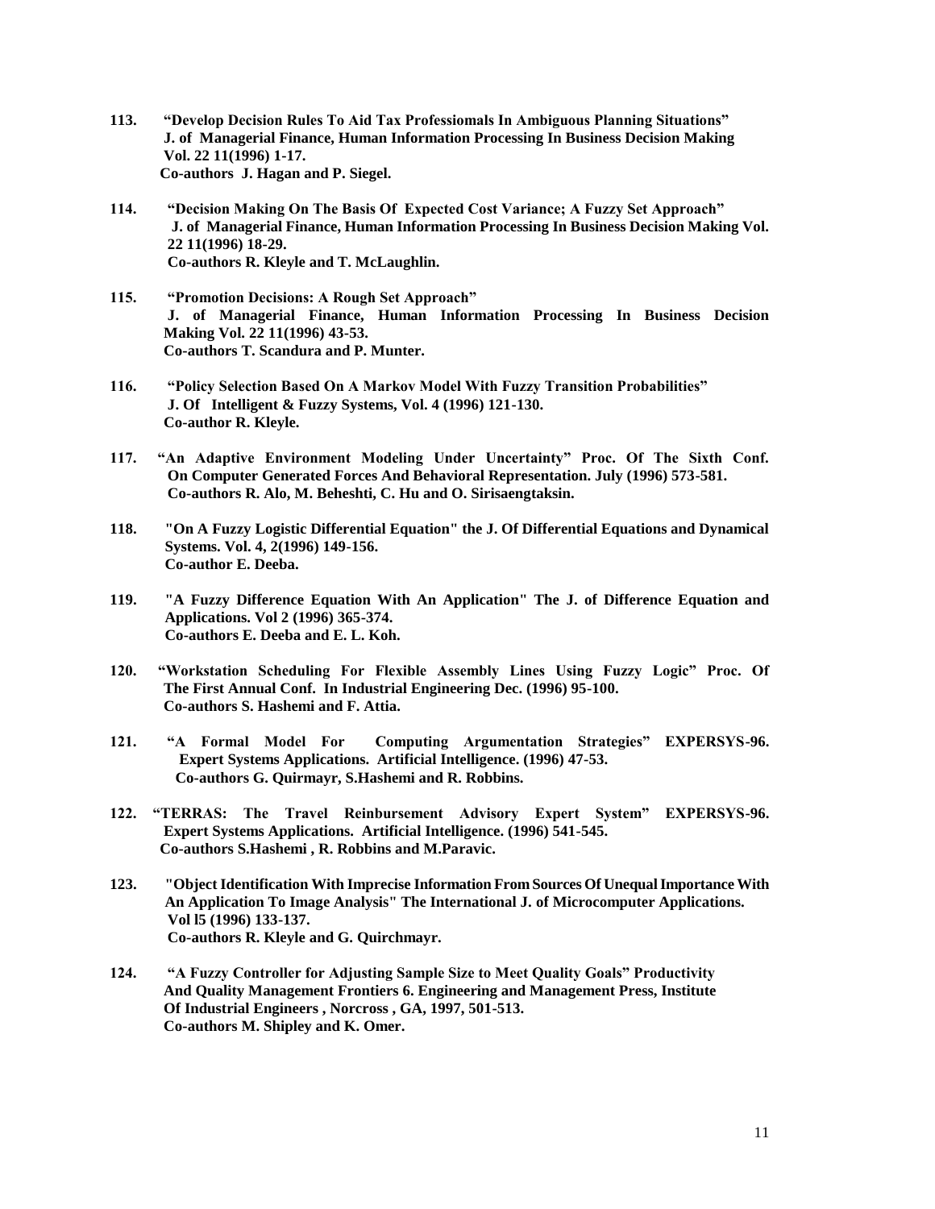**113. "Develop Decision Rules To Aid Tax Professiomals In Ambiguous Planning Situations" J. of Managerial Finance, Human Information Processing In Business Decision Making Vol. 22 11(1996) 1-17.**
**Co-authors J. Hagan and P. Siegel.**

**114. "Decision Making On The Basis Of Expected Cost Variance; A Fuzzy Set Approach" J. of Managerial Finance, Human Information Processing In Business Decision Making Vol. 22 11(1996) 18-29.**
**Co-authors R. Kleyle and T. McLaughlin.**

**115. "Promotion Decisions: A Rough Set Approach" J. of Managerial Finance, Human Information Processing In Business Decision Making Vol. 22 11(1996) 43-53.**
**Co-authors T. Scandura and P. Munter.**

**116. "Policy Selection Based On A Markov Model With Fuzzy Transition Probabilities" J. Of Intelligent & Fuzzy Systems, Vol. 4 (1996) 121-130.**
**Co-author R. Kleyle.**

**117. "An Adaptive Environment Modeling Under Uncertainty" Proc. Of The Sixth Conf. On Computer Generated Forces And Behavioral Representation. July (1996) 573-581.**
**Co-authors R. Alo, M. Beheshti, C. Hu and O. Sirisaengtaksin.**

**118. "On A Fuzzy Logistic Differential Equation" the J. Of Differential Equations and Dynamical Systems. Vol. 4, 2(1996) 149-156.**
**Co-author E. Deeba.**

**119. "A Fuzzy Difference Equation With An Application" The J. of Difference Equation and Applications. Vol 2 (1996) 365-374.**
**Co-authors E. Deeba and E. L. Koh.**

**120. "Workstation Scheduling For Flexible Assembly Lines Using Fuzzy Logic" Proc. Of The First Annual Conf. In Industrial Engineering Dec. (1996) 95-100.**
**Co-authors S. Hashemi and F. Attia.**

**121. "A Formal Model For Computing Argumentation Strategies" EXPERSYS-96. Expert Systems Applications. Artificial Intelligence. (1996) 47-53.**
**Co-authors G. Quirmayr, S.Hashemi and R. Robbins.**

**122. "TERRAS: The Travel Reinbursement Advisory Expert System" EXPERSYS-96. Expert Systems Applications. Artificial Intelligence. (1996) 541-545.**
**Co-authors S.Hashemi , R. Robbins and M.Paravic.**

**123. "Object Identification With Imprecise Information From Sources Of Unequal Importance With An Application To Image Analysis" The International J. of Microcomputer Applications. Vol l5 (1996) 133-137.**
**Co-authors R. Kleyle and G. Quirchmayr.**

**124. "A Fuzzy Controller for Adjusting Sample Size to Meet Quality Goals" Productivity And Quality Management Frontiers 6. Engineering and Management Press, Institute Of Industrial Engineers , Norcross , GA, 1997, 501-513.**
**Co-authors M. Shipley and K. Omer.**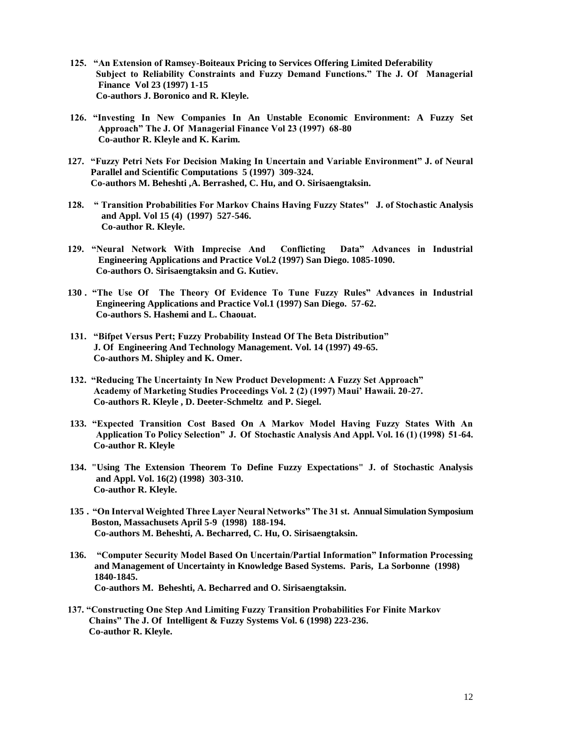**125. "An Extension of Ramsey-Boiteaux Pricing to Services Offering Limited Deferability Subject to Reliability Constraints and Fuzzy Demand Functions." The J. Of Managerial Finance Vol 23 (1997) 1-15**
**Co-authors J. Boronico and R. Kleyle.**

**126. "Investing In New Companies In An Unstable Economic Environment: A Fuzzy Set Approach" The J. Of Managerial Finance Vol 23 (1997) 68-80**
**Co-author R. Kleyle and K. Karim.**

**127. "Fuzzy Petri Nets For Decision Making In Uncertain and Variable Environment" J. of Neural Parallel and Scientific Computations 5 (1997) 309-324.**
**Co-authors M. Beheshti ,A. Berrashed, C. Hu, and O. Sirisaengtaksin.**

**128. " Transition Probabilities For Markov Chains Having Fuzzy States" J. of Stochastic Analysis and Appl. Vol 15 (4) (1997) 527-546.**
**Co-author R. Kleyle.**

**129. "Neural Network With Imprecise And Conflicting Data" Advances in Industrial Engineering Applications and Practice Vol.2 (1997) San Diego. 1085-1090.**
**Co-authors O. Sirisaengtaksin and G. Kutiev.**

**130 . "The Use Of The Theory Of Evidence To Tune Fuzzy Rules" Advances in Industrial Engineering Applications and Practice Vol.1 (1997) San Diego. 57-62.**
**Co-authors S. Hashemi and L. Chaouat.**

**131. "Bifpet Versus Pert; Fuzzy Probability Instead Of The Beta Distribution" J. Of Engineering And Technology Management. Vol. 14 (1997) 49-65.**
**Co-authors M. Shipley and K. Omer.**

**132. "Reducing The Uncertainty In New Product Development: A Fuzzy Set Approach" Academy of Marketing Studies Proceedings Vol. 2 (2) (1997) Maui' Hawaii. 20-27.**
**Co-authors R. Kleyle , D. Deeter-Schmeltz and P. Siegel.**

**133. "Expected Transition Cost Based On A Markov Model Having Fuzzy States With An Application To Policy Selection" J. Of Stochastic Analysis And Appl. Vol. 16 (1) (1998) 51-64.**
**Co-author R. Kleyle**

**134. "Using The Extension Theorem To Define Fuzzy Expectations" J. of Stochastic Analysis and Appl. Vol. 16(2) (1998) 303-310.**
**Co-author R. Kleyle.**

**135 . "On Interval Weighted Three Layer Neural Networks" The 31 st. Annual Simulation Symposium Boston, Massachusets April 5-9 (1998) 188-194.**
**Co-authors M. Beheshti, A. Becharred, C. Hu, O. Sirisaengtaksin.**

**136. "Computer Security Model Based On Uncertain/Partial Information" Information Processing and Management of Uncertainty in Knowledge Based Systems. Paris, La Sorbonne (1998) 1840-1845.**
**Co-authors M. Beheshti, A. Becharred and O. Sirisaengtaksin.**

**137. "Constructing One Step And Limiting Fuzzy Transition Probabilities For Finite Markov Chains" The J. Of Intelligent & Fuzzy Systems Vol. 6 (1998) 223-236.**
**Co-author R. Kleyle.**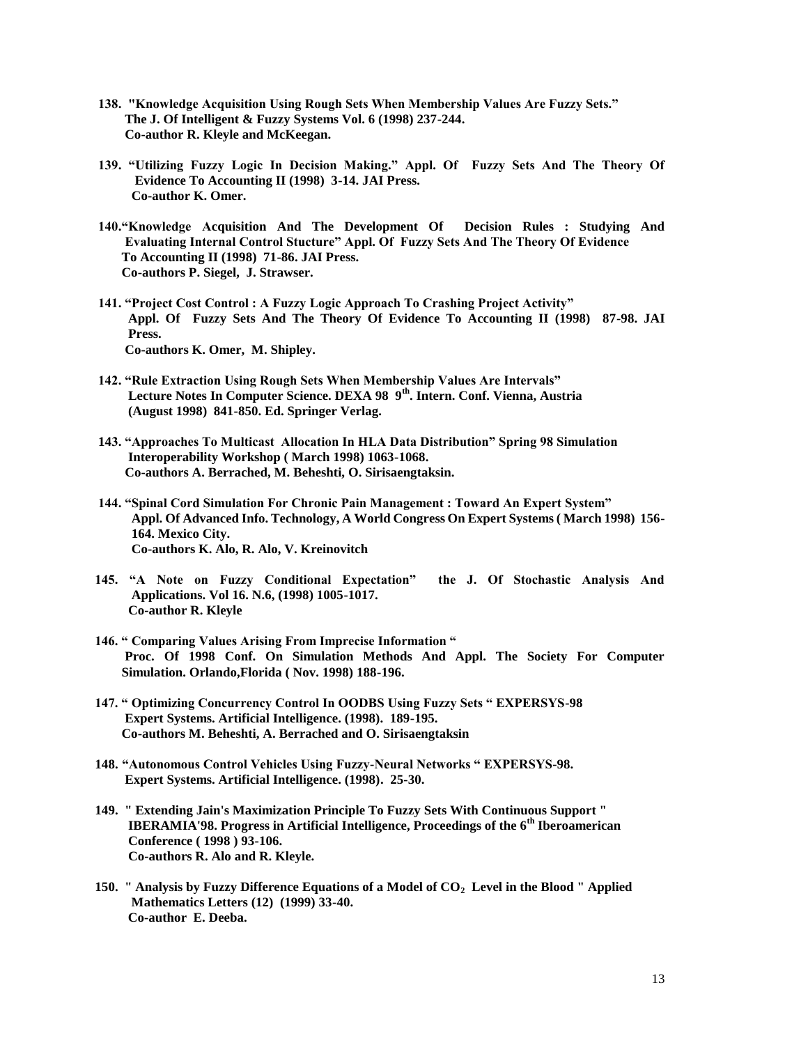**138. "Knowledge Acquisition Using Rough Sets When Membership Values Are Fuzzy Sets." The J. Of Intelligent & Fuzzy Systems Vol. 6 (1998) 237-244. Co-author R. Kleyle and McKeegan.**

**139. "Utilizing Fuzzy Logic In Decision Making." Appl. Of Fuzzy Sets And The Theory Of Evidence To Accounting II (1998) 3-14. JAI Press. Co-author K. Omer.**

**140. "Knowledge Acquisition And The Development Of Decision Rules : Studying And Evaluating Internal Control Stucture" Appl. Of Fuzzy Sets And The Theory Of Evidence To Accounting II (1998) 71-86. JAI Press. Co-authors P. Siegel, J. Strawser.**

**141. "Project Cost Control : A Fuzzy Logic Approach To Crashing Project Activity" Appl. Of Fuzzy Sets And The Theory Of Evidence To Accounting II (1998) 87-98. JAI Press. Co-authors K. Omer, M. Shipley.**

**142. "Rule Extraction Using Rough Sets When Membership Values Are Intervals" Lecture Notes In Computer Science. DEXA 98 9th. Intern. Conf. Vienna, Austria (August 1998) 841-850. Ed. Springer Verlag.**

**143. "Approaches To Multicast Allocation In HLA Data Distribution" Spring 98 Simulation Interoperability Workshop ( March 1998) 1063-1068. Co-authors A. Berrached, M. Beheshti, O. Sirisaengtaksin.**

**144. "Spinal Cord Simulation For Chronic Pain Management : Toward An Expert System" Appl. Of Advanced Info. Technology, A World Congress On Expert Systems ( March 1998) 156-164. Mexico City. Co-authors K. Alo, R. Alo, V. Kreinovitch**

**145. "A Note on Fuzzy Conditional Expectation" the J. Of Stochastic Analysis And Applications. Vol 16. N.6, (1998) 1005-1017. Co-author R. Kleyle**

**146. " Comparing Values Arising From Imprecise Information " Proc. Of 1998 Conf. On Simulation Methods And Appl. The Society For Computer Simulation. Orlando,Florida ( Nov. 1998) 188-196.**

**147. " Optimizing Concurrency Control In OODBS Using Fuzzy Sets " EXPERSYS-98 Expert Systems. Artificial Intelligence. (1998). 189-195. Co-authors M. Beheshti, A. Berrached and O. Sirisaengtaksin**

**148. "Autonomous Control Vehicles Using Fuzzy-Neural Networks " EXPERSYS-98. Expert Systems. Artificial Intelligence. (1998). 25-30.**

**149. " Extending Jain's Maximization Principle To Fuzzy Sets With Continuous Support " IBERAMIA'98. Progress in Artificial Intelligence, Proceedings of the 6th Iberoamerican Conference ( 1998 ) 93-106. Co-authors R. Alo and R. Kleyle.**

**150. " Analysis by Fuzzy Difference Equations of a Model of $CO_2$ Level in the Blood " Applied Mathematics Letters (12) (1999) 33-40. Co-author E. Deeba.**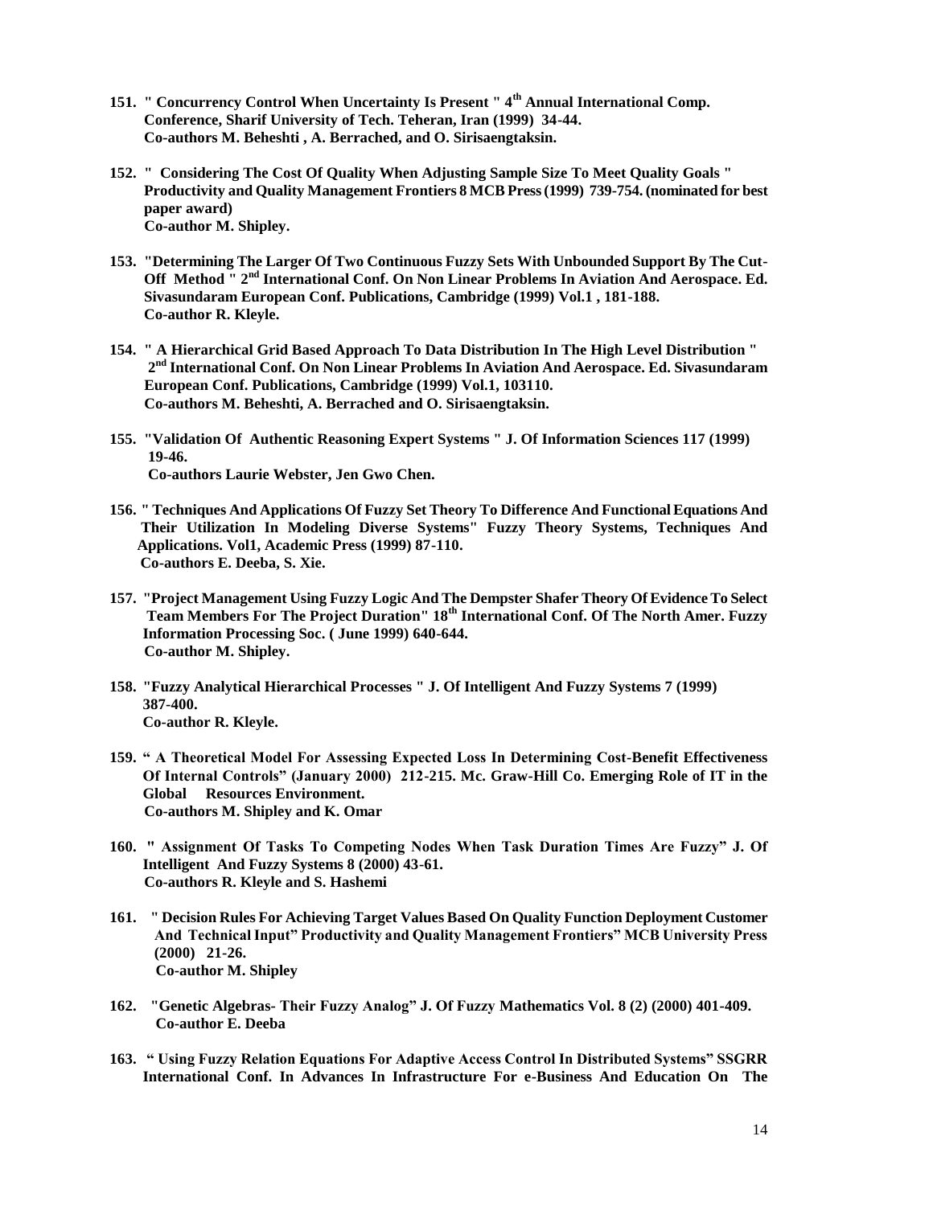151. " Concurrency Control When Uncertainty Is Present " 4th Annual International Comp. Conference, Sharif University of Tech. Teheran, Iran (1999) 34-44.
Co-authors M. Beheshti , A. Berrached, and O. Sirisaengtaksin.

152. " Considering The Cost Of Quality When Adjusting Sample Size To Meet Quality Goals " Productivity and Quality Management Frontiers 8 MCB Press (1999) 739-754. (nominated for best paper award)
Co-author M. Shipley.

153. "Determining The Larger Of Two Continuous Fuzzy Sets With Unbounded Support By The Cut-Off Method " 2nd International Conf. On Non Linear Problems In Aviation And Aerospace. Ed. Sivasundaram European Conf. Publications, Cambridge (1999) Vol.1 , 181-188.
Co-author R. Kleyle.

154. " A Hierarchical Grid Based Approach To Data Distribution In The High Level Distribution " 2nd International Conf. On Non Linear Problems In Aviation And Aerospace. Ed. Sivasundaram European Conf. Publications, Cambridge (1999) Vol.1, 103110.
Co-authors M. Beheshti, A. Berrached and O. Sirisaengtaksin.

155. "Validation Of Authentic Reasoning Expert Systems " J. Of Information Sciences 117 (1999) 19-46.
Co-authors Laurie Webster, Jen Gwo Chen.

156. " Techniques And Applications Of Fuzzy Set Theory To Difference And Functional Equations And Their Utilization In Modeling Diverse Systems" Fuzzy Theory Systems, Techniques And Applications. Vol1, Academic Press (1999) 87-110.
Co-authors E. Deeba, S. Xie.

157. "Project Management Using Fuzzy Logic And The Dempster Shafer Theory Of Evidence To Select Team Members For The Project Duration" 18th International Conf. Of The North Amer. Fuzzy Information Processing Soc. ( June 1999) 640-644.
Co-author M. Shipley.

158. "Fuzzy Analytical Hierarchical Processes " J. Of Intelligent And Fuzzy Systems 7 (1999) 387-400.
Co-author R. Kleyle.

159. " A Theoretical Model For Assessing Expected Loss In Determining Cost-Benefit Effectiveness Of Internal Controls" (January 2000) 212-215. Mc. Graw-Hill Co. Emerging Role of IT in the Global Resources Environment.
Co-authors M. Shipley and K. Omar

160. " Assignment Of Tasks To Competing Nodes When Task Duration Times Are Fuzzy" J. Of Intelligent And Fuzzy Systems 8 (2000) 43-61.
Co-authors R. Kleyle and S. Hashemi

161. " Decision Rules For Achieving Target Values Based On Quality Function Deployment Customer And Technical Input" Productivity and Quality Management Frontiers" MCB University Press (2000) 21-26.
Co-author M. Shipley

162. "Genetic Algebras- Their Fuzzy Analog" J. Of Fuzzy Mathematics Vol. 8 (2) (2000) 401-409.
Co-author E. Deeba

163. " Using Fuzzy Relation Equations For Adaptive Access Control In Distributed Systems" SSGRR International Conf. In Advances In Infrastructure For e-Business And Education On The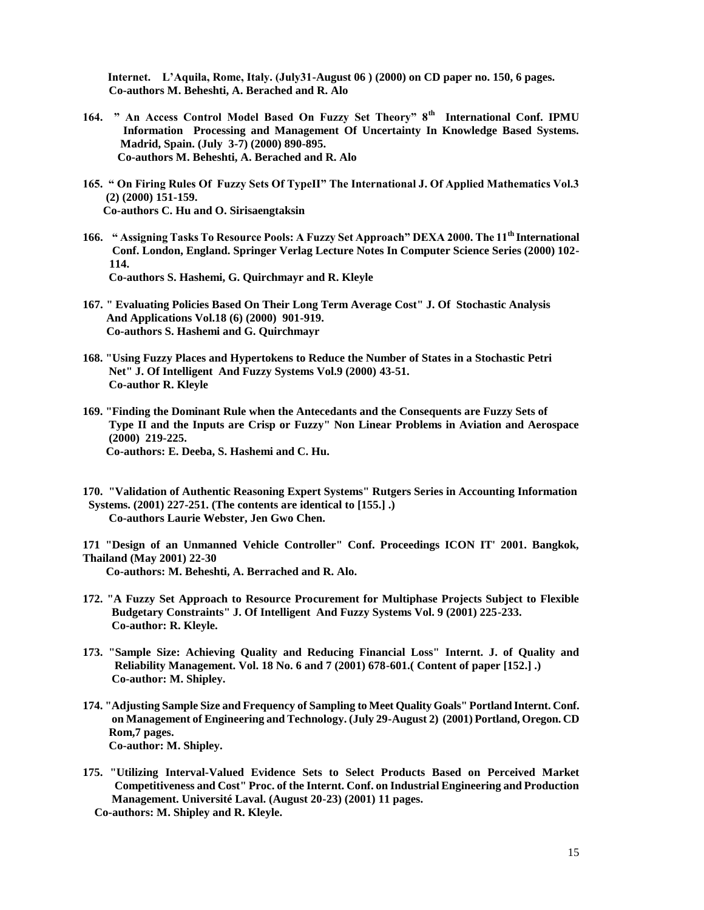**Internet. L'Aquila, Rome, Italy. (July31-August 06 ) (2000) on CD paper no. 150, 6 pages. Co-authors M. Beheshti, A. Berached and R. Alo**

**164. " An Access Control Model Based On Fuzzy Set Theory" 8th International Conf. IPMU Information Processing and Management Of Uncertainty In Knowledge Based Systems. Madrid, Spain. (July 3-7) (2000) 890-895.**
**Co-authors M. Beheshti, A. Berached and R. Alo**

**165. " On Firing Rules Of Fuzzy Sets Of TypeII" The International J. Of Applied Mathematics Vol.3 (2) (2000) 151-159.**
**Co-authors C. Hu and O. Sirisaengtaksin**

**166. " Assigning Tasks To Resource Pools: A Fuzzy Set Approach" DEXA 2000. The 11th International Conf. London, England. Springer Verlag Lecture Notes In Computer Science Series (2000) 102-114.**
**Co-authors S. Hashemi, G. Quirchmayr and R. Kleyle**

**167. " Evaluating Policies Based On Their Long Term Average Cost" J. Of Stochastic Analysis And Applications Vol.18 (6) (2000) 901-919.**
**Co-authors S. Hashemi and G. Quirchmayr**

**168. "Using Fuzzy Places and Hypertokens to Reduce the Number of States in a Stochastic Petri Net" J. Of Intelligent And Fuzzy Systems Vol.9 (2000) 43-51.**
**Co-author R. Kleyle**

**169. "Finding the Dominant Rule when the Antecedants and the Consequents are Fuzzy Sets of Type II and the Inputs are Crisp or Fuzzy" Non Linear Problems in Aviation and Aerospace (2000) 219-225.**
**Co-authors: E. Deeba, S. Hashemi and C. Hu.**

**170. "Validation of Authentic Reasoning Expert Systems" Rutgers Series in Accounting Information Systems. (2001) 227-251. (The contents are identical to [155.] .)**
**Co-authors Laurie Webster, Jen Gwo Chen.**

**171 "Design of an Unmanned Vehicle Controller" Conf. Proceedings ICON IT' 2001. Bangkok, Thailand (May 2001) 22-30**
**Co-authors: M. Beheshti, A. Berrached and R. Alo.**

**172. "A Fuzzy Set Approach to Resource Procurement for Multiphase Projects Subject to Flexible Budgetary Constraints" J. Of Intelligent And Fuzzy Systems Vol. 9 (2001) 225-233.**
**Co-author: R. Kleyle.**

**173. "Sample Size: Achieving Quality and Reducing Financial Loss" Internt. J. of Quality and Reliability Management. Vol. 18 No. 6 and 7 (2001) 678-601.( Content of paper [152.] .)**
**Co-author: M. Shipley.**

**174. "Adjusting Sample Size and Frequency of Sampling to Meet Quality Goals" Portland Internt. Conf. on Management of Engineering and Technology. (July 29-August 2) (2001) Portland, Oregon. CD Rom,7 pages.**
**Co-author: M. Shipley.**

**175. "Utilizing Interval-Valued Evidence Sets to Select Products Based on Perceived Market Competitiveness and Cost" Proc. of the Internt. Conf. on Industrial Engineering and Production Management. Université Laval. (August 20-23) (2001) 11 pages.**
**Co-authors: M. Shipley and R. Kleyle.**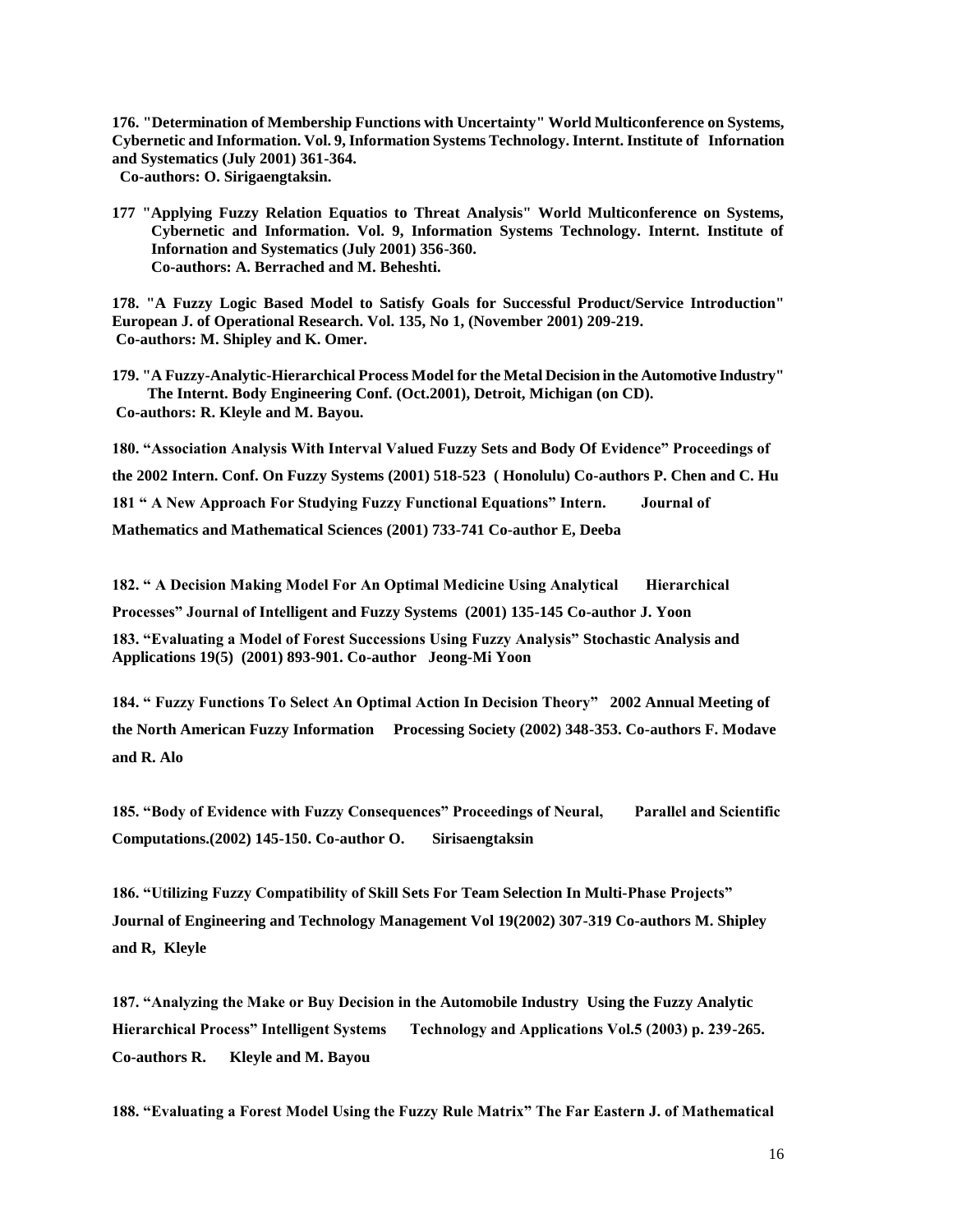**176. "Determination of Membership Functions with Uncertainty" World Multiconference on Systems, Cybernetic and Information. Vol. 9, Information Systems Technology. Internt. Institute of Infornation and Systematics (July 2001) 361-364.**
**Co-authors: O. Sirigaengtaksin.**

**177 "Applying Fuzzy Relation Equatios to Threat Analysis" World Multiconference on Systems, Cybernetic and Information. Vol. 9, Information Systems Technology. Internt. Institute of Infornation and Systematics (July 2001) 356-360.**
**Co-authors: A. Berrached and M. Beheshti.**

**178. "A Fuzzy Logic Based Model to Satisfy Goals for Successful Product/Service Introduction" European J. of Operational Research. Vol. 135, No 1, (November 2001) 209-219.**
**Co-authors: M. Shipley and K. Omer.**

**179. "A Fuzzy-Analytic-Hierarchical Process Model for the Metal Decision in the Automotive Industry" The Internt. Body Engineering Conf. (Oct.2001), Detroit, Michigan (on CD).**
**Co-authors: R. Kleyle and M. Bayou.**

**180. "Association Analysis With Interval Valued Fuzzy Sets and Body Of Evidence" Proceedings of the 2002 Intern. Conf. On Fuzzy Systems (2001) 518-523 ( Honolulu) Co-authors P. Chen and C. Hu**

**181 " A New Approach For Studying Fuzzy Functional Equations" Intern. Journal of Mathematics and Mathematical Sciences (2001) 733-741 Co-author E, Deeba**

**182. " A Decision Making Model For An Optimal Medicine Using Analytical Hierarchical Processes" Journal of Intelligent and Fuzzy Systems (2001) 135-145 Co-author J. Yoon**

**183. "Evaluating a Model of Forest Successions Using Fuzzy Analysis" Stochastic Analysis and Applications 19(5) (2001) 893-901. Co-author Jeong-Mi Yoon**

**184. " Fuzzy Functions To Select An Optimal Action In Decision Theory" 2002 Annual Meeting of the North American Fuzzy Information Processing Society (2002) 348-353. Co-authors F. Modave and R. Alo**

**185. "Body of Evidence with Fuzzy Consequences" Proceedings of Neural, Parallel and Scientific Computations.(2002) 145-150. Co-author O. Sirisaengtaksin**

**186. "Utilizing Fuzzy Compatibility of Skill Sets For Team Selection In Multi-Phase Projects" Journal of Engineering and Technology Management Vol 19(2002) 307-319 Co-authors M. Shipley and R, Kleyle**

**187. "Analyzing the Make or Buy Decision in the Automobile Industry Using the Fuzzy Analytic Hierarchical Process" Intelligent Systems Technology and Applications Vol.5 (2003) p. 239-265. Co-authors R. Kleyle and M. Bayou**

**188. "Evaluating a Forest Model Using the Fuzzy Rule Matrix" The Far Eastern J. of Mathematical**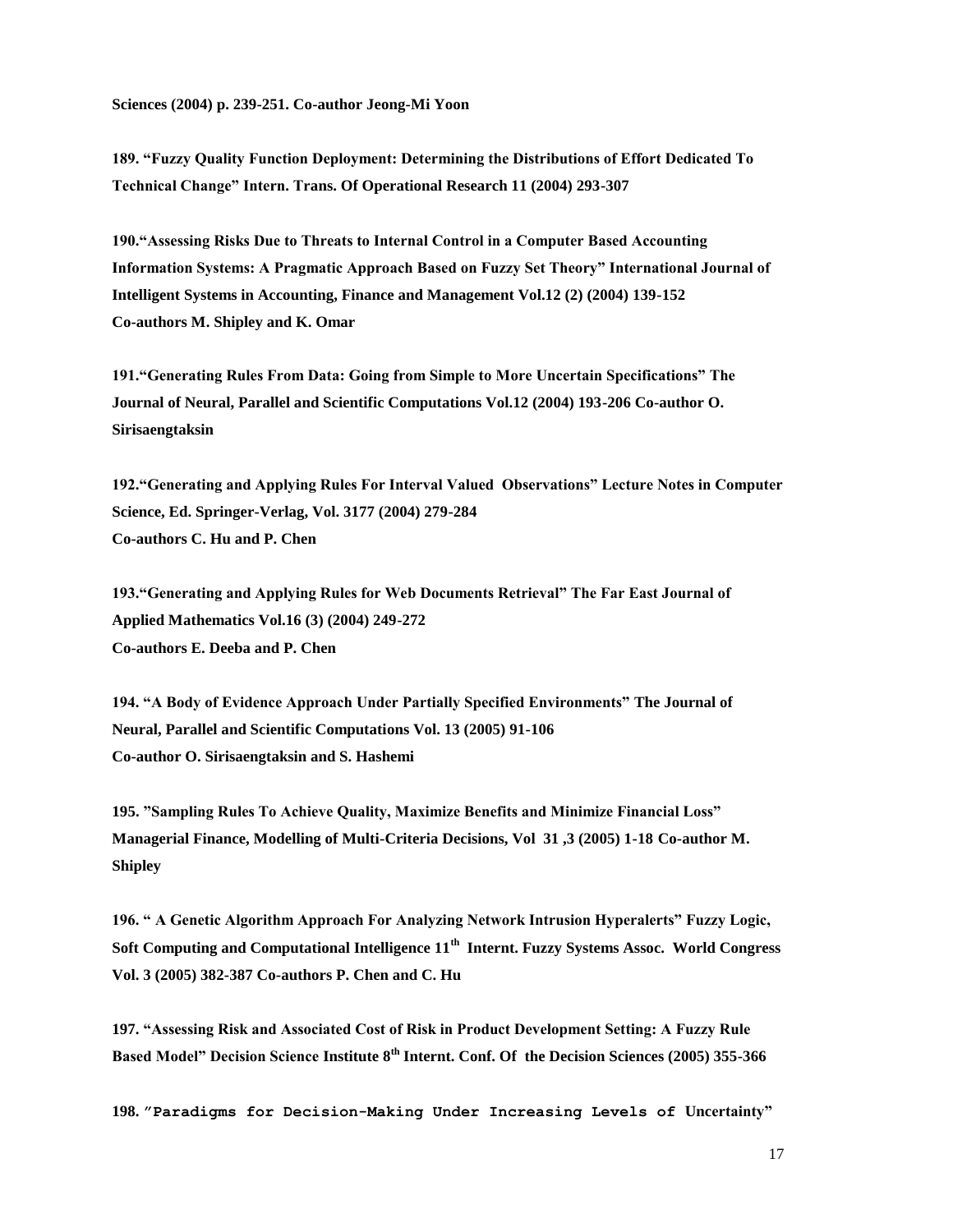**Sciences (2004) p. 239-251. Co-author Jeong-Mi Yoon**

**189. "Fuzzy Quality Function Deployment: Determining the Distributions of Effort Dedicated To Technical Change" Intern. Trans. Of Operational Research 11 (2004) 293-307**

**190."Assessing Risks Due to Threats to Internal Control in a Computer Based Accounting Information Systems: A Pragmatic Approach Based on Fuzzy Set Theory" International Journal of Intelligent Systems in Accounting, Finance and Management Vol.12 (2) (2004) 139-152 Co-authors M. Shipley and K. Omar**

**191."Generating Rules From Data: Going from Simple to More Uncertain Specifications" The Journal of Neural, Parallel and Scientific Computations Vol.12 (2004) 193-206 Co-author O. Sirisaengtaksin**

**192."Generating and Applying Rules For Interval Valued Observations" Lecture Notes in Computer Science, Ed. Springer-Verlag, Vol. 3177 (2004) 279-284 Co-authors C. Hu and P. Chen**

**193."Generating and Applying Rules for Web Documents Retrieval" The Far East Journal of Applied Mathematics Vol.16 (3) (2004) 249-272 Co-authors E. Deeba and P. Chen**

**194. "A Body of Evidence Approach Under Partially Specified Environments" The Journal of Neural, Parallel and Scientific Computations Vol. 13 (2005) 91-106 Co-author O. Sirisaengtaksin and S. Hashemi**

**195. "Sampling Rules To Achieve Quality, Maximize Benefits and Minimize Financial Loss" Managerial Finance, Modelling of Multi-Criteria Decisions, Vol 31 ,3 (2005) 1-18 Co-author M. Shipley**

**196. " A Genetic Algorithm Approach For Analyzing Network Intrusion Hyperalerts" Fuzzy Logic, Soft Computing and Computational Intelligence 11th Internt. Fuzzy Systems Assoc. World Congress Vol. 3 (2005) 382-387 Co-authors P. Chen and C. Hu**

**197. "Assessing Risk and Associated Cost of Risk in Product Development Setting: A Fuzzy Rule Based Model" Decision Science Institute 8th Internt. Conf. Of the Decision Sciences (2005) 355-366**

**198. "Paradigms for Decision-Making Under Increasing Levels of Uncertainty"**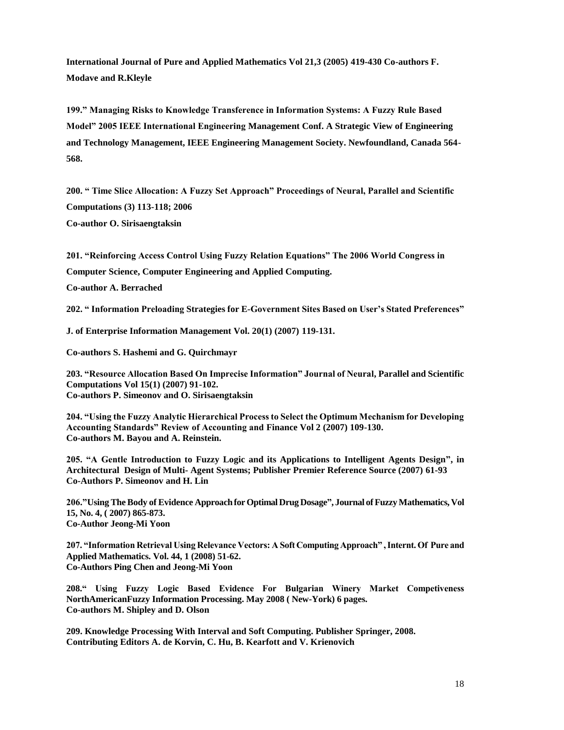**International Journal of Pure and Applied Mathematics Vol 21,3 (2005) 419-430 Co-authors F. Modave and R.Kleyle**

**199." Managing Risks to Knowledge Transference in Information Systems: A Fuzzy Rule Based Model" 2005 IEEE International Engineering Management Conf. A Strategic View of Engineering and Technology Management, IEEE Engineering Management Society. Newfoundland, Canada 564-568.**

**200. " Time Slice Allocation: A Fuzzy Set Approach" Proceedings of Neural, Parallel and Scientific Computations (3) 113-118; 2006**
**Co-author O. Sirisaengtaksin**

**201. "Reinforcing Access Control Using Fuzzy Relation Equations" The 2006 World Congress in Computer Science, Computer Engineering and Applied Computing.**
**Co-author A. Berrached**

**202. " Information Preloading Strategies for E-Government Sites Based on User's Stated Preferences"**

**J. of Enterprise Information Management Vol. 20(1) (2007) 119-131.**

**Co-authors S. Hashemi and G. Quirchmayr**

**203. "Resource Allocation Based On Imprecise Information" Journal of Neural, Parallel and Scientific Computations Vol 15(1) (2007) 91-102.**
**Co-authors P. Simeonov and O. Sirisaengtaksin**

**204. "Using the Fuzzy Analytic Hierarchical Process to Select the Optimum Mechanism for Developing Accounting Standards" Review of Accounting and Finance Vol 2 (2007) 109-130.**
**Co-authors M. Bayou and A. Reinstein.**

**205. "A Gentle Introduction to Fuzzy Logic and its Applications to Intelligent Agents Design", in Architectural Design of Multi- Agent Systems; Publisher Premier Reference Source (2007) 61-93**
**Co-Authors P. Simeonov and H. Lin**

**206."Using The Body of Evidence Approach for Optimal Drug Dosage", Journal of Fuzzy Mathematics, Vol 15, No. 4, ( 2007) 865-873.**
**Co-Author Jeong-Mi Yoon**

**207. "Information Retrieval Using Relevance Vectors: A Soft Computing Approach" , Internt. Of Pure and Applied Mathematics. Vol. 44, 1 (2008) 51-62.**
**Co-Authors Ping Chen and Jeong-Mi Yoon**

**208." Using Fuzzy Logic Based Evidence For Bulgarian Winery Market Competiveness NorthAmericanFuzzy Information Processing. May 2008 ( New-York) 6 pages.**
**Co-authors M. Shipley and D. Olson**

**209. Knowledge Processing With Interval and Soft Computing. Publisher Springer, 2008.**
**Contributing Editors A. de Korvin, C. Hu, B. Kearfott and V. Krienovich**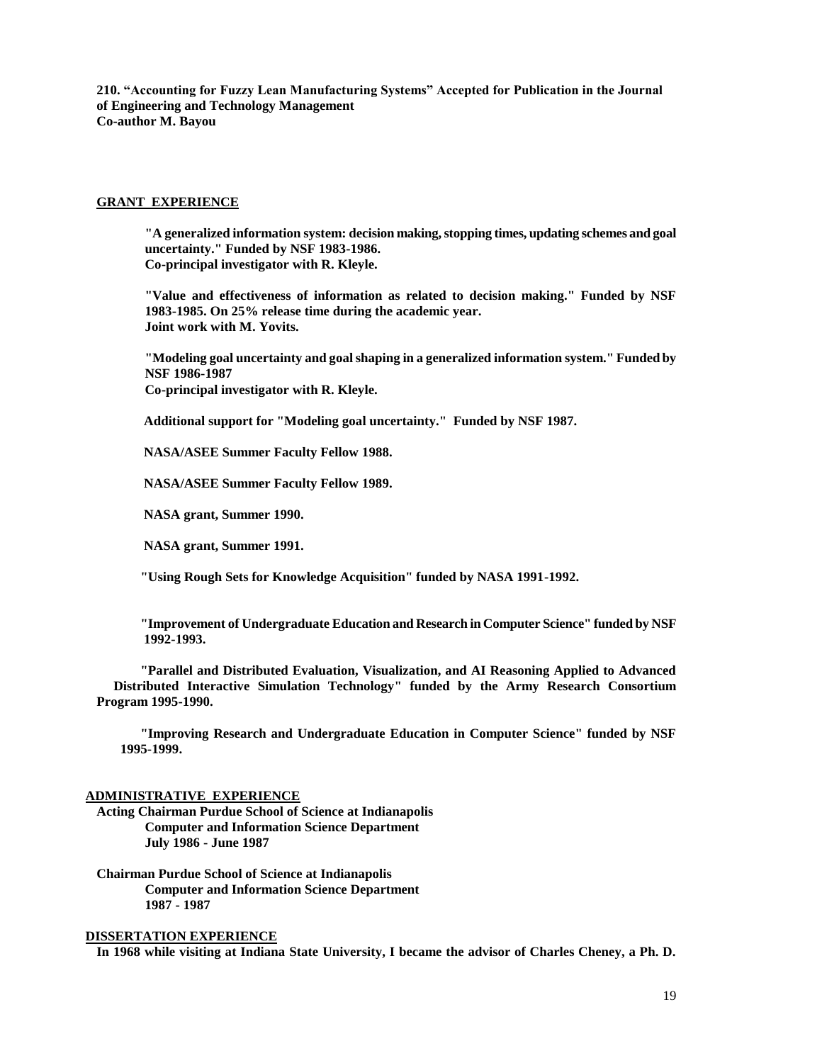**210. "Accounting for Fuzzy Lean Manufacturing Systems" Accepted for Publication in the Journal of Engineering and Technology Management**
**Co-author M. Bayou**

## GRANT EXPERIENCE

**"A generalized information system: decision making, stopping times, updating schemes and goal uncertainty." Funded by NSF 1983-1986.**
**Co-principal investigator with R. Kleyle.**

**"Value and effectiveness of information as related to decision making." Funded by NSF 1983-1985. On 25% release time during the academic year.**
**Joint work with M. Yovits.**

**"Modeling goal uncertainty and goal shaping in a generalized information system." Funded by NSF 1986-1987**
**Co-principal investigator with R. Kleyle.**

**Additional support for "Modeling goal uncertainty." Funded by NSF 1987.**

**NASA/ASEE Summer Faculty Fellow 1988.**

**NASA/ASEE Summer Faculty Fellow 1989.**

**NASA grant, Summer 1990.**

**NASA grant, Summer 1991.**

**"Using Rough Sets for Knowledge Acquisition" funded by NASA 1991-1992.**

**"Improvement of Undergraduate Education and Research in Computer Science" funded by NSF 1992-1993.**

**"Parallel and Distributed Evaluation, Visualization, and AI Reasoning Applied to Advanced Distributed Interactive Simulation Technology" funded by the Army Research Consortium Program 1995-1990.**

**"Improving Research and Undergraduate Education in Computer Science" funded by NSF 1995-1999.**

## ADMINISTRATIVE EXPERIENCE

**Acting Chairman Purdue School of Science at Indianapolis**
**Computer and Information Science Department**
**July 1986 - June 1987**

**Chairman Purdue School of Science at Indianapolis**
**Computer and Information Science Department**
**1987 - 1987**

## DISSERTATION EXPERIENCE

**In 1968 while visiting at Indiana State University, I became the advisor of Charles Cheney, a Ph. D.**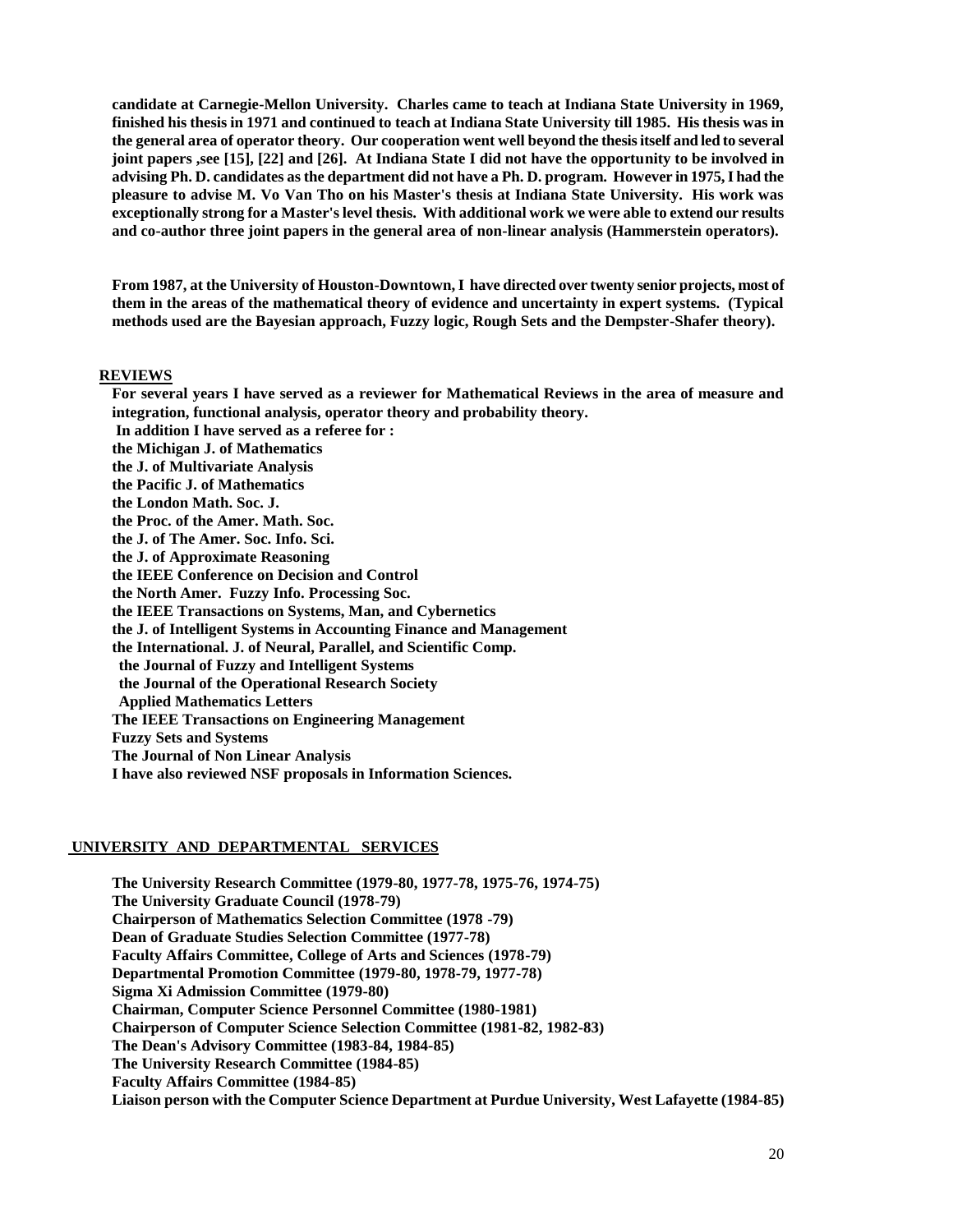**candidate at Carnegie-Mellon University. Charles came to teach at Indiana State University in 1969, finished his thesis in 1971 and continued to teach at Indiana State University till 1985. His thesis was in the general area of operator theory. Our cooperation went well beyond the thesis itself and led to several joint papers ,see [15], [22] and [26]. At Indiana State I did not have the opportunity to be involved in advising Ph. D. candidates as the department did not have a Ph. D. program. However in 1975, I had the pleasure to advise M. Vo Van Tho on his Master's thesis at Indiana State University. His work was exceptionally strong for a Master's level thesis. With additional work we were able to extend our results and co-author three joint papers in the general area of non-linear analysis (Hammerstein operators).**

**From 1987, at the University of Houston-Downtown, I have directed over twenty senior projects, most of them in the areas of the mathematical theory of evidence and uncertainty in expert systems. (Typical methods used are the Bayesian approach, Fuzzy logic, Rough Sets and the Dempster-Shafer theory).**

## REVIEWS

**For several years I have served as a reviewer for Mathematical Reviews in the area of measure and integration, functional analysis, operator theory and probability theory.**
**In addition I have served as a referee for :**
**the Michigan J. of Mathematics**
**the J. of Multivariate Analysis**
**the Pacific J. of Mathematics**
**the London Math. Soc. J.**
**the Proc. of the Amer. Math. Soc.**
**the J. of The Amer. Soc. Info. Sci.**
**the J. of Approximate Reasoning**
**the IEEE Conference on Decision and Control**
**the North Amer. Fuzzy Info. Processing Soc.**
**the IEEE Transactions on Systems, Man, and Cybernetics**
**the J. of Intelligent Systems in Accounting Finance and Management**
**the International. J. of Neural, Parallel, and Scientific Comp.**
**the Journal of Fuzzy and Intelligent Systems**
**the Journal of the Operational Research Society**
**Applied Mathematics Letters**
**The IEEE Transactions on Engineering Management**
**Fuzzy Sets and Systems**
**The Journal of Non Linear Analysis**
**I have also reviewed NSF proposals in Information Sciences.**

## UNIVERSITY AND DEPARTMENTAL SERVICES

**The University Research Committee (1979-80, 1977-78, 1975-76, 1974-75)**
**The University Graduate Council (1978-79)**
**Chairperson of Mathematics Selection Committee (1978 -79)**
**Dean of Graduate Studies Selection Committee (1977-78)**
**Faculty Affairs Committee, College of Arts and Sciences (1978-79)**
**Departmental Promotion Committee (1979-80, 1978-79, 1977-78)**
**Sigma Xi Admission Committee (1979-80)**
**Chairman, Computer Science Personnel Committee (1980-1981)**
**Chairperson of Computer Science Selection Committee (1981-82, 1982-83)**
**The Dean's Advisory Committee (1983-84, 1984-85)**
**The University Research Committee (1984-85)**
**Faculty Affairs Committee (1984-85)**
**Liaison person with the Computer Science Department at Purdue University, West Lafayette (1984-85)**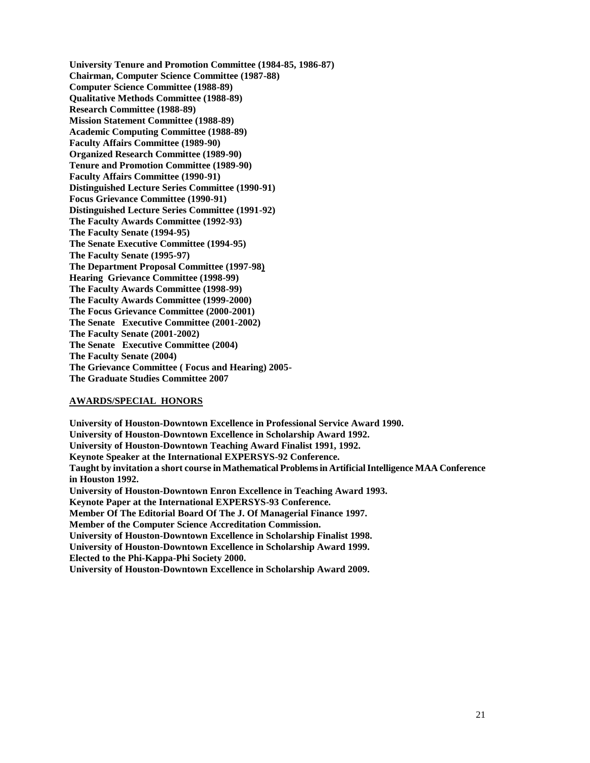**University Tenure and Promotion Committee (1984-85, 1986-87)**
**Chairman, Computer Science Committee (1987-88)**
**Computer Science Committee (1988-89)**
**Qualitative Methods Committee (1988-89)**
**Research Committee (1988-89)**
**Mission Statement Committee (1988-89)**
**Academic Computing Committee (1988-89)**
**Faculty Affairs Committee (1989-90)**
**Organized Research Committee (1989-90)**
**Tenure and Promotion Committee (1989-90)**
**Faculty Affairs Committee (1990-91)**
**Distinguished Lecture Series Committee (1990-91)**
**Focus Grievance Committee (1990-91)**
**Distinguished Lecture Series Committee (1991-92)**
**The Faculty Awards Committee (1992-93)**
**The Faculty Senate (1994-95)**
**The Senate Executive Committee (1994-95)**
**The Faculty Senate (1995-97)**
**The Department Proposal Committee (1997-98)**
**Hearing Grievance Committee (1998-99)**
**The Faculty Awards Committee (1998-99)**
**The Faculty Awards Committee (1999-2000)**
**The Focus Grievance Committee (2000-2001)**
**The Senate Executive Committee (2001-2002)**
**The Faculty Senate (2001-2002)**
**The Senate Executive Committee (2004)**
**The Faculty Senate (2004)**
**The Grievance Committee ( Focus and Hearing) 2005-**
**The Graduate Studies Committee 2007**

## AWARDS/SPECIAL HONORS

**University of Houston-Downtown Excellence in Professional Service Award 1990.**
**University of Houston-Downtown Excellence in Scholarship Award 1992.**
**University of Houston-Downtown Teaching Award Finalist 1991, 1992.**
**Keynote Speaker at the International EXPERSYS-92 Conference.**
**Taught by invitation a short course in Mathematical Problems in Artificial Intelligence MAA Conference in Houston 1992.**
**University of Houston-Downtown Enron Excellence in Teaching Award 1993.**
**Keynote Paper at the International EXPERSYS-93 Conference.**
**Member Of The Editorial Board Of The J. Of Managerial Finance 1997.**
**Member of the Computer Science Accreditation Commission.**
**University of Houston-Downtown Excellence in Scholarship Finalist 1998.**
**University of Houston-Downtown Excellence in Scholarship Award 1999.**
**Elected to the Phi-Kappa-Phi Society 2000.**
**University of Houston-Downtown Excellence in Scholarship Award 2009.**